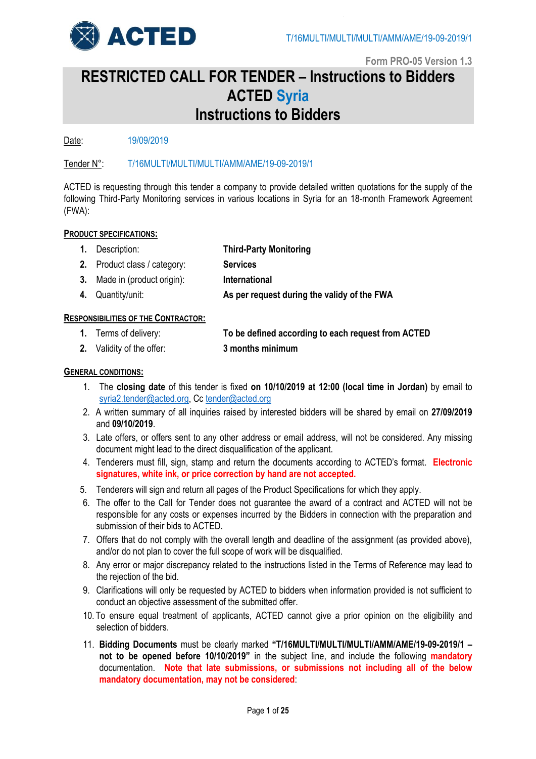ACTED

T/16MULTI/MULTI/MULTI/AMM/AME/19-09-2019/1

Form PRO-05 Version 1.3

# RESTRICTED CALL FOR TENDER – Instructions to Bidders
# ACTED Syria
# Instructions to Bidders

Date: 19/09/2019

Tender N°: T/16MULTI/MULTI/MULTI/AMM/AME/19-09-2019/1

ACTED is requesting through this tender a company to provide detailed written quotations for the supply of the following Third-Party Monitoring services in various locations in Syria for an 18-month Framework Agreement (FWA):

## PRODUCT SPECIFICATIONS:

1. Description: **Third-Party Monitoring**
2. Product class / category: **Services**
3. Made in (product origin): **International**
4. Quantity/unit: **As per request during the validy of the FWA**

## RESPONSIBILITIES OF THE CONTRACTOR:

1. Terms of delivery: **To be defined according to each request from ACTED**
2. Validity of the offer: **3 months minimum**

## GENERAL CONDITIONS:

1. The **closing date** of this tender is fixed **on 10/10/2019 at 12:00 (local time in Jordan)** by email to syria2.tender@acted.org, Cc tender@acted.org
2. A written summary of all inquiries raised by interested bidders will be shared by email on **27/09/2019** and **09/10/2019**.
3. Late offers, or offers sent to any other address or email address, will not be considered. Any missing document might lead to the direct disqualification of the applicant.
4. Tenderers must fill, sign, stamp and return the documents according to ACTED's format. **Electronic signatures, white ink, or price correction by hand are not accepted.**
5. Tenderers will sign and return all pages of the Product Specifications for which they apply.
6. The offer to the Call for Tender does not guarantee the award of a contract and ACTED will not be responsible for any costs or expenses incurred by the Bidders in connection with the preparation and submission of their bids to ACTED.
7. Offers that do not comply with the overall length and deadline of the assignment (as provided above), and/or do not plan to cover the full scope of work will be disqualified.
8. Any error or major discrepancy related to the instructions listed in the Terms of Reference may lead to the rejection of the bid.
9. Clarifications will only be requested by ACTED to bidders when information provided is not sufficient to conduct an objective assessment of the submitted offer.
10. To ensure equal treatment of applicants, ACTED cannot give a prior opinion on the eligibility and selection of bidders.
11. **Bidding Documents** must be clearly marked **"T/16MULTI/MULTI/MULTI/AMM/AME/19-09-2019/1 – not to be opened before 10/10/2019"** in the subject line, and include the following **mandatory** documentation. **Note that late submissions, or submissions not including all of the below mandatory documentation, may not be considered**: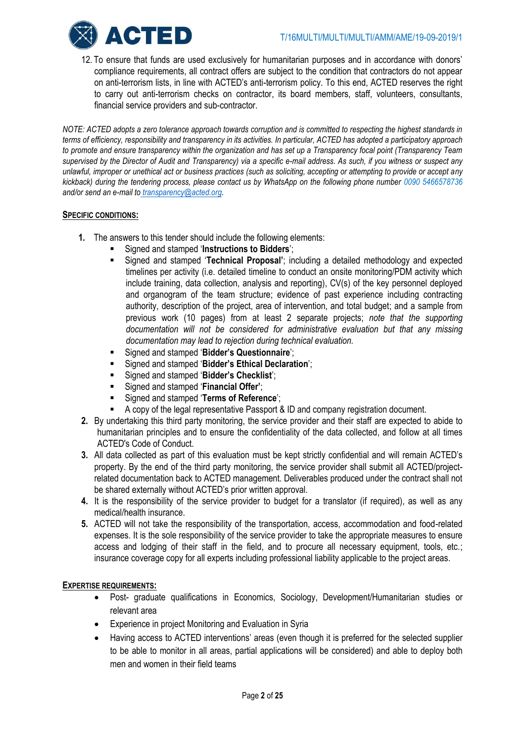12. To ensure that funds are used exclusively for humanitarian purposes and in accordance with donors' compliance requirements, all contract offers are subject to the condition that contractors do not appear on anti-terrorism lists, in line with ACTED's anti-terrorism policy. To this end, ACTED reserves the right to carry out anti-terrorism checks on contractor, its board members, staff, volunteers, consultants, financial service providers and sub-contractor.

*NOTE: ACTED adopts a zero tolerance approach towards corruption and is committed to respecting the highest standards in terms of efficiency, responsibility and transparency in its activities. In particular, ACTED has adopted a participatory approach to promote and ensure transparency within the organization and has set up a Transparency focal point (Transparency Team supervised by the Director of Audit and Transparency) via a specific e-mail address. As such, if you witness or suspect any unlawful, improper or unethical act or business practices (such as soliciting, accepting or attempting to provide or accept any kickback) during the tendering process, please contact us by WhatsApp on the following phone number 0090 5466578736 and/or send an e-mail to transparency@acted.org.*

## SPECIFIC CONDITIONS:

1. The answers to this tender should include the following elements:
   - Signed and stamped '**Instructions to Bidders**';
   - Signed and stamped '**Technical Proposal'**; including a detailed methodology and expected timelines per activity (i.e. detailed timeline to conduct an onsite monitoring/PDM activity which include training, data collection, analysis and reporting), CV(s) of the key personnel deployed and organogram of the team structure; evidence of past experience including contracting authority, description of the project, area of intervention, and total budget; and a sample from previous work (10 pages) from at least 2 separate projects; *note that the supporting documentation will not be considered for administrative evaluation but that any missing documentation may lead to rejection during technical evaluation.*
   - Signed and stamped '**Bidder's Questionnaire**';
   - Signed and stamped '**Bidder's Ethical Declaration**';
   - Signed and stamped '**Bidder's Checklist**';
   - Signed and stamped '**Financial Offer**';
   - Signed and stamped '**Terms of Reference**';
   - A copy of the legal representative Passport & ID and company registration document.
2. By undertaking this third party monitoring, the service provider and their staff are expected to abide to humanitarian principles and to ensure the confidentiality of the data collected, and follow at all times ACTED's Code of Conduct.
3. All data collected as part of this evaluation must be kept strictly confidential and will remain ACTED's property. By the end of the third party monitoring, the service provider shall submit all ACTED/project-related documentation back to ACTED management. Deliverables produced under the contract shall not be shared externally without ACTED's prior written approval.
4. It is the responsibility of the service provider to budget for a translator (if required), as well as any medical/health insurance.
5. ACTED will not take the responsibility of the transportation, access, accommodation and food-related expenses. It is the sole responsibility of the service provider to take the appropriate measures to ensure access and lodging of their staff in the field, and to procure all necessary equipment, tools, etc.; insurance coverage copy for all experts including professional liability applicable to the project areas.

## EXPERTISE REQUIREMENTS:

- Post- graduate qualifications in Economics, Sociology, Development/Humanitarian studies or relevant area
- Experience in project Monitoring and Evaluation in Syria
- Having access to ACTED interventions' areas (even though it is preferred for the selected supplier to be able to monitor in all areas, partial applications will be considered) and able to deploy both men and women in their field teams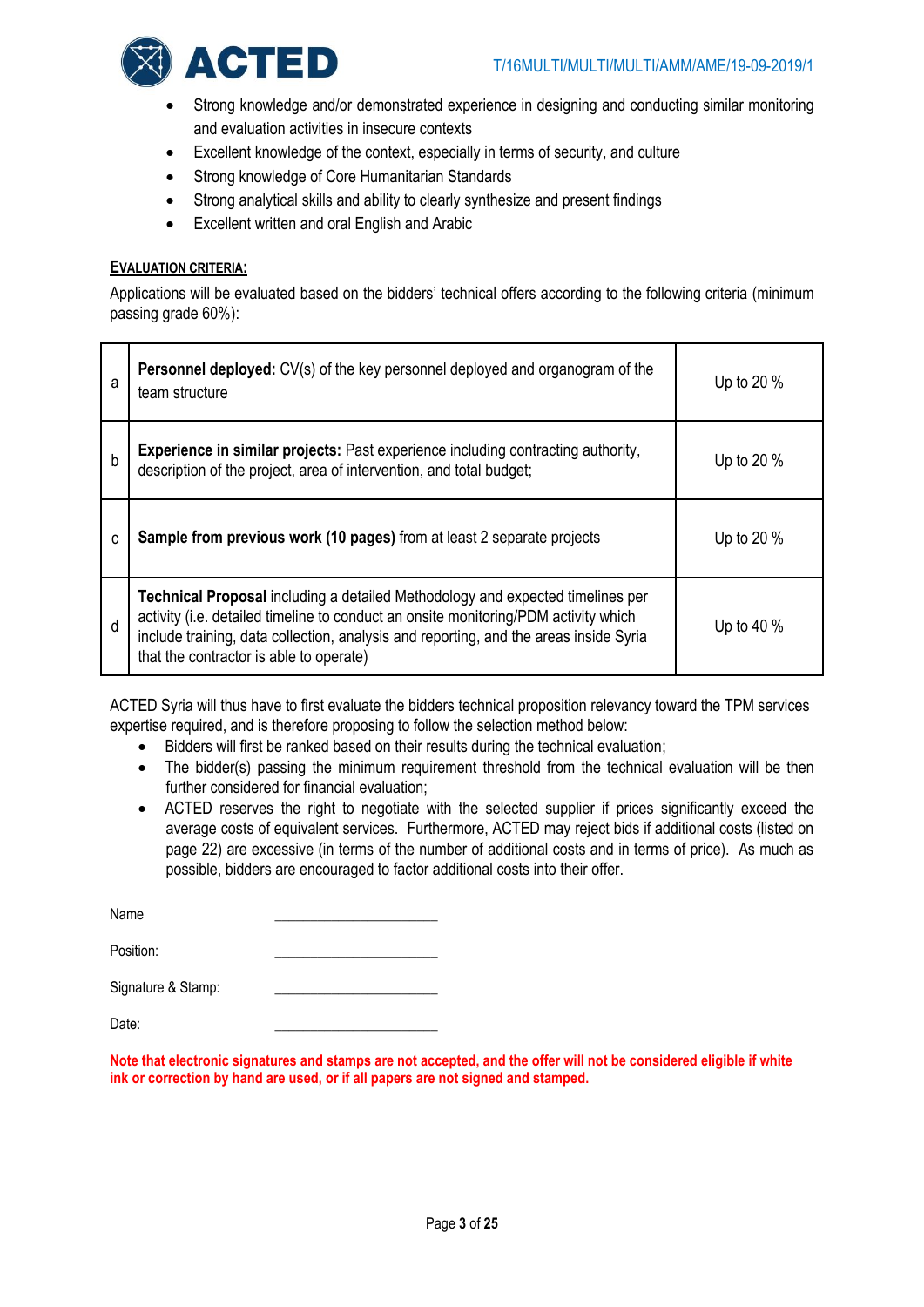- Strong knowledge and/or demonstrated experience in designing and conducting similar monitoring and evaluation activities in insecure contexts
- Excellent knowledge of the context, especially in terms of security, and culture
- Strong knowledge of Core Humanitarian Standards
- Strong analytical skills and ability to clearly synthesize and present findings
- Excellent written and oral English and Arabic

## EVALUATION CRITERIA:

Applications will be evaluated based on the bidders' technical offers according to the following criteria (minimum passing grade 60%):

| | | |
|---|---|---|
| a | **Personnel deployed:** CV(s) of the key personnel deployed and organogram of the team structure | Up to 20 % |
| b | **Experience in similar projects:** Past experience including contracting authority, description of the project, area of intervention, and total budget; | Up to 20 % |
| c | **Sample from previous work (10 pages)** from at least 2 separate projects | Up to 20 % |
| d | **Technical Proposal** including a detailed Methodology and expected timelines per activity (i.e. detailed timeline to conduct an onsite monitoring/PDM activity which include training, data collection, analysis and reporting, and the areas inside Syria that the contractor is able to operate) | Up to 40 % |

ACTED Syria will thus have to first evaluate the bidders technical proposition relevancy toward the TPM services expertise required, and is therefore proposing to follow the selection method below:

- Bidders will first be ranked based on their results during the technical evaluation;
- The bidder(s) passing the minimum requirement threshold from the technical evaluation will be then further considered for financial evaluation;
- ACTED reserves the right to negotiate with the selected supplier if prices significantly exceed the average costs of equivalent services. Furthermore, ACTED may reject bids if additional costs (listed on page 22) are excessive (in terms of the number of additional costs and in terms of price). As much as possible, bidders are encouraged to factor additional costs into their offer.

Name ______________________

Position: ______________________

Signature & Stamp: ______________________

Date: ______________________

**Note that electronic signatures and stamps are not accepted, and the offer will not be considered eligible if white ink or correction by hand are used, or if all papers are not signed and stamped.**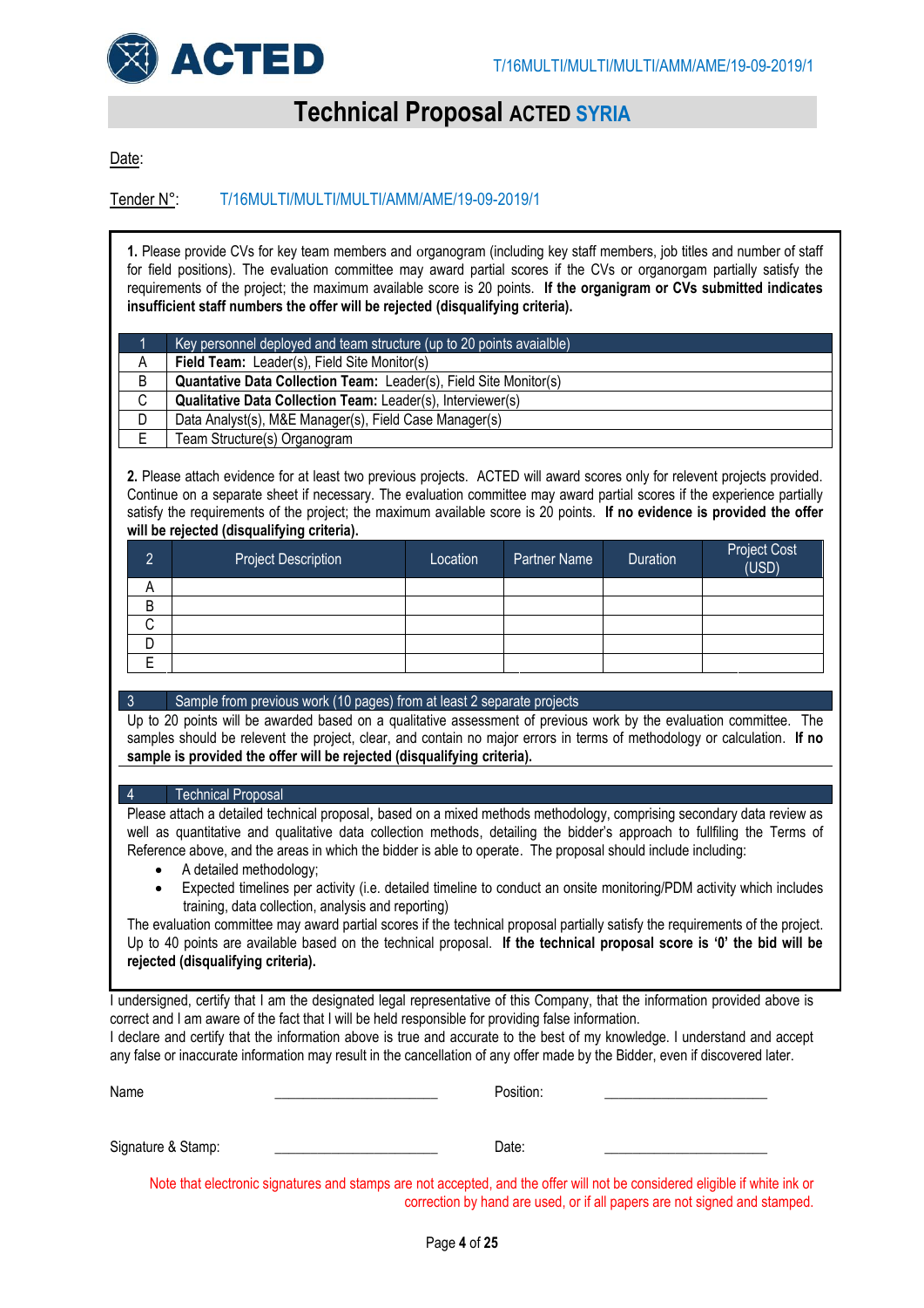# Technical Proposal ACTED SYRIA

Date:

Tender N°: T/16MULTI/MULTI/MULTI/AMM/AME/19-09-2019/1

**1.** Please provide CVs for key team members and organogram (including key staff members, job titles and number of staff for field positions). The evaluation committee may award partial scores if the CVs or organorgam partially satisfy the requirements of the project; the maximum available score is 20 points. **If the organigram or CVs submitted indicates insufficient staff numbers the offer will be rejected (disqualifying criteria).**

| 1 | Key personnel deployed and team structure (up to 20 points avaialble) |
|---|---|
| A | **Field Team:** Leader(s), Field Site Monitor(s) |
| B | **Quantative Data Collection Team:** Leader(s), Field Site Monitor(s) |
| C | **Qualitative Data Collection Team:** Leader(s), Interviewer(s) |
| D | Data Analyst(s), M&E Manager(s), Field Case Manager(s) |
| E | Team Structure(s) Organogram |

**2.** Please attach evidence for at least two previous projects. ACTED will award scores only for relevent projects provided. Continue on a separate sheet if necessary. The evaluation committee may award partial scores if the experience partially satisfy the requirements of the project; the maximum available score is 20 points. **If no evidence is provided the offer will be rejected (disqualifying criteria).**

| 2 | Project Description | Location | Partner Name | Duration | Project Cost (USD) |
|---|---|---|---|---|---|
| A | | | | | |
| B | | | | | |
| C | | | | | |
| D | | | | | |
| E | | | | | |

| 3 | Sample from previous work (10 pages) from at least 2 separate projects |
|---|---|

Up to 20 points will be awarded based on a qualitative assessment of previous work by the evaluation committee. The samples should be relevent the project, clear, and contain no major errors in terms of methodology or calculation. **If no sample is provided the offer will be rejected (disqualifying criteria).**

| 4 | Technical Proposal |
|---|---|

Please attach a detailed technical proposal, based on a mixed methods methodology, comprising secondary data review as well as quantitative and qualitative data collection methods, detailing the bidder's approach to fulfilling the Terms of Reference above, and the areas in which the bidder is able to operate. The proposal should include including:

- A detailed methodology;
- Expected timelines per activity (i.e. detailed timeline to conduct an onsite monitoring/PDM activity which includes training, data collection, analysis and reporting)

The evaluation committee may award partial scores if the technical proposal partially satisfy the requirements of the project. Up to 40 points are available based on the technical proposal. **If the technical proposal score is '0' the bid will be rejected (disqualifying criteria).**

I undersigned, certify that I am the designated legal representative of this Company, that the information provided above is correct and I am aware of the fact that I will be held responsible for providing false information.
I declare and certify that the information above is true and accurate to the best of my knowledge. I understand and accept any false or inaccurate information may result in the cancellation of any offer made by the Bidder, even if discovered later.

Name ______________________ Position: ______________________

Signature & Stamp: ______________________ Date: ______________________

Note that electronic signatures and stamps are not accepted, and the offer will not be considered eligible if white ink or correction by hand are used, or if all papers are not signed and stamped.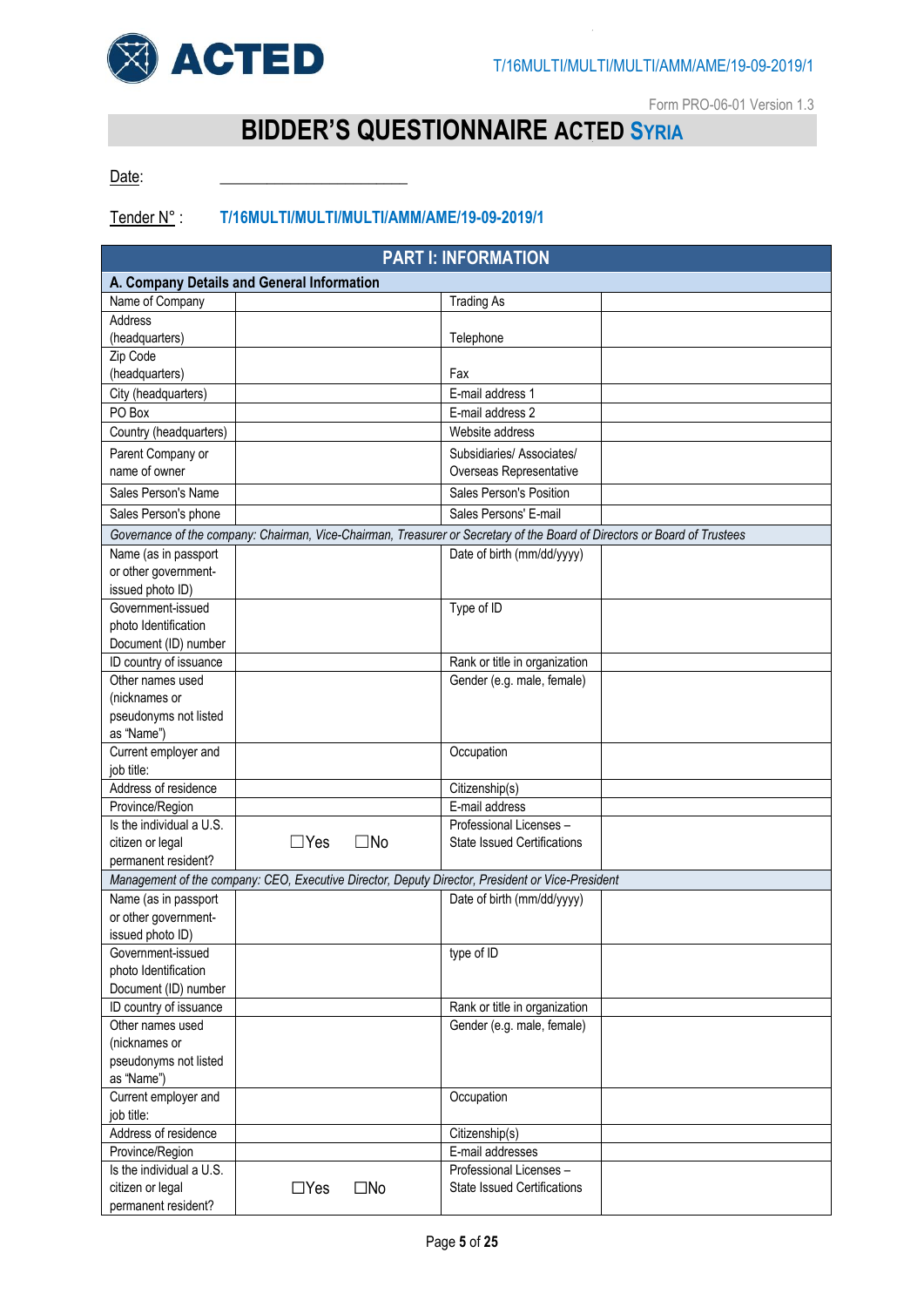Form PRO-06-01 Version 1.3

# BIDDER'S QUESTIONNAIRE ACTED SYRIA

Date: ______________________

Tender N° : **T/16MULTI/MULTI/MULTI/AMM/AME/19-09-2019/1**

| PART I: INFORMATION | | | |
|---|---|---|---|
| **A. Company Details and General Information** | | | |
| Name of Company | | Trading As | |
| Address (headquarters) | | Telephone | |
| Zip Code (headquarters) | | Fax | |
| City (headquarters) | | E-mail address 1 | |
| PO Box | | E-mail address 2 | |
| Country (headquarters) | | Website address | |
| Parent Company or name of owner | | Subsidiaries/ Associates/ Overseas Representative | |
| Sales Person's Name | | Sales Person's Position | |
| Sales Person's phone | | Sales Persons' E-mail | |
| *Governance of the company: Chairman, Vice-Chairman, Treasurer or Secretary of the Board of Directors or Board of Trustees* | | | |
| Name (as in passport or other government-issued photo ID) | | Date of birth (mm/dd/yyyy) | |
| Government-issued photo Identification Document (ID) number | | Type of ID | |
| ID country of issuance | | Rank or title in organization | |
| Other names used (nicknames or pseudonyms not listed as "Name") | | Gender (e.g. male, female) | |
| Current employer and job title: | | Occupation | |
| Address of residence | | Citizenship(s) | |
| Province/Region | | E-mail address | |
| Is the individual a U.S. citizen or legal permanent resident? | ☐Yes ☐No | Professional Licenses – State Issued Certifications | |
| *Management of the company: CEO, Executive Director, Deputy Director, President or Vice-President* | | | |
| Name (as in passport or other government-issued photo ID) | | Date of birth (mm/dd/yyyy) | |
| Government-issued photo Identification Document (ID) number | | type of ID | |
| ID country of issuance | | Rank or title in organization | |
| Other names used (nicknames or pseudonyms not listed as "Name") | | Gender (e.g. male, female) | |
| Current employer and job title: | | Occupation | |
| Address of residence | | Citizenship(s) | |
| Province/Region | | E-mail addresses | |
| Is the individual a U.S. citizen or legal permanent resident? | ☐Yes ☐No | Professional Licenses – State Issued Certifications | |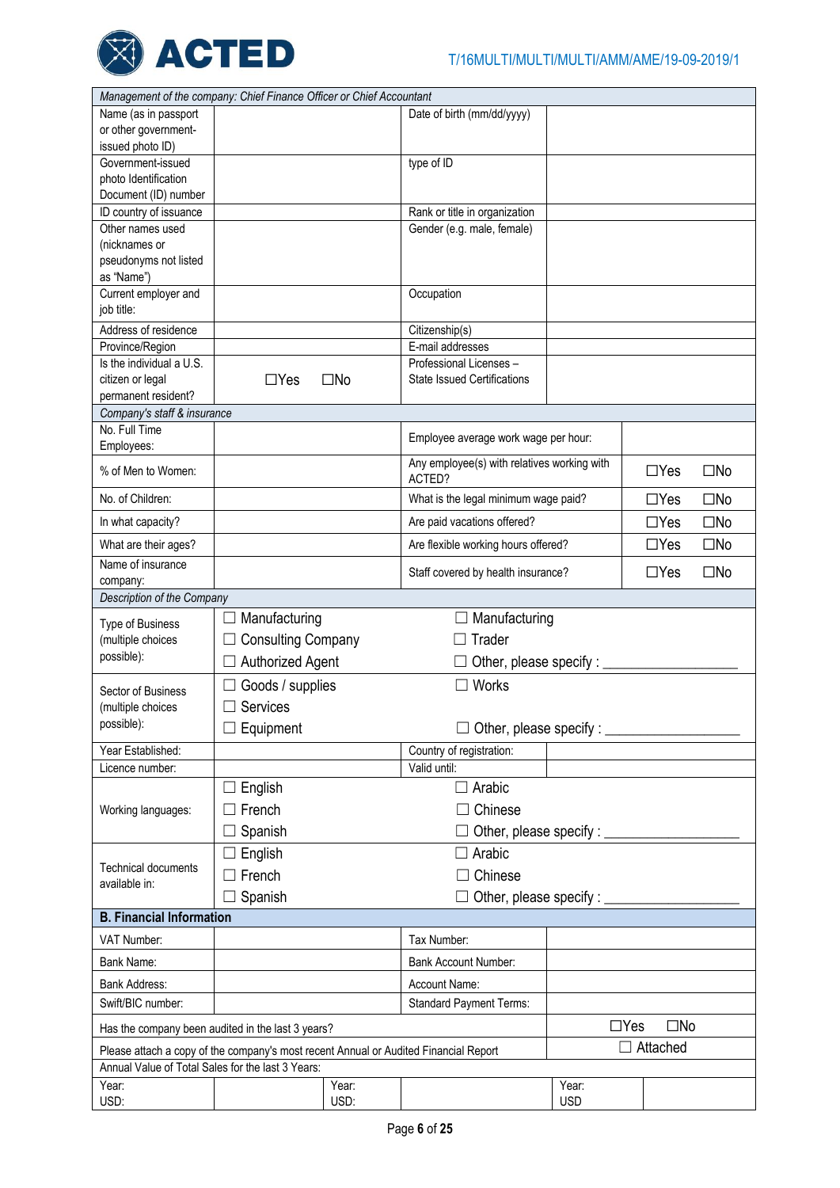| *Management of the company: Chief Finance Officer or Chief Accountant* | | | |
|---|---|---|---|
| Name (as in passport or other government-issued photo ID) | | Date of birth (mm/dd/yyyy) | |
| Government-issued photo Identification Document (ID) number | | type of ID | |
| ID country of issuance | | Rank or title in organization | |
| Other names used (nicknames or pseudonyms not listed as "Name") | | Gender (e.g. male, female) | |
| Current employer and job title: | | Occupation | |
| Address of residence | | Citizenship(s) | |
| Province/Region | | E-mail addresses | |
| Is the individual a U.S. citizen or legal permanent resident? | ☐Yes ☐No | Professional Licenses – State Issued Certifications | |

| *Company's staff & insurance* | | | |
|---|---|---|---|
| No. Full Time Employees: | | Employee average work wage per hour: | |
| % of Men to Women: | | Any employee(s) with relatives working with ACTED? | ☐Yes ☐No |
| No. of Children: | | What is the legal minimum wage paid? | ☐Yes ☐No |
| In what capacity? | | Are paid vacations offered? | ☐Yes ☐No |
| What are their ages? | | Are flexible working hours offered? | ☐Yes ☐No |
| Name of insurance company: | | Staff covered by health insurance? | ☐Yes ☐No |

| *Description of the Company* | | |
|---|---|---|
| Type of Business (multiple choices possible): | ☐ Manufacturing<br>☐ Consulting Company<br>☐ Authorized Agent | ☐ Manufacturing<br>☐ Trader<br>☐ Other, please specify : ________________ |
| Sector of Business (multiple choices possible): | ☐ Goods / supplies<br>☐ Services<br>☐ Equipment | ☐ Works<br><br>☐ Other, please specify : ________________ |
| Year Established: | | Country of registration: |
| Licence number: | | Valid until: |
| Working languages: | ☐ English<br>☐ French<br>☐ Spanish | ☐ Arabic<br>☐ Chinese<br>☐ Other, please specify : ________________ |
| Technical documents available in: | ☐ English<br>☐ French<br>☐ Spanish | ☐ Arabic<br>☐ Chinese<br>☐ Other, please specify : ________________ |

| **B. Financial Information** | | | |
|---|---|---|---|
| VAT Number: | | Tax Number: | |
| Bank Name: | | Bank Account Number: | |
| Bank Address: | | Account Name: | |
| Swift/BIC number: | | Standard Payment Terms: | |
| Has the company been audited in the last 3 years? | | | ☐Yes ☐No |
| Please attach a copy of the company's most recent Annual or Audited Financial Report | | | ☐ Attached |

| Annual Value of Total Sales for the last 3 Years: | | | | | |
|---|---|---|---|---|---|
| Year:<br>USD: | | Year:<br>USD: | | Year:<br>USD | |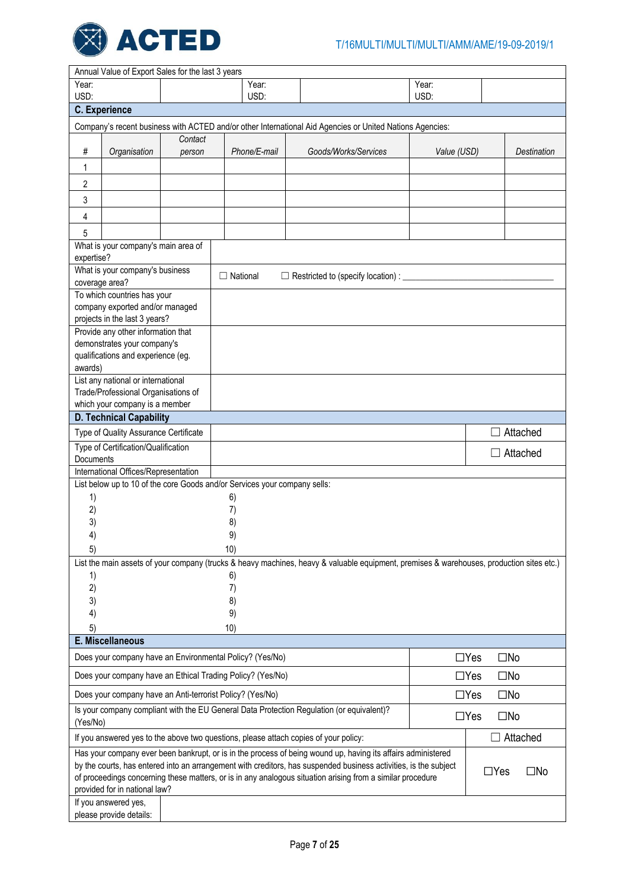| Annual Value of Export Sales for the last 3 years | | | | | |
|---|---|---|---|---|---|
| Year:<br>USD: | | Year:<br>USD: | | Year:<br>USD: | |

## C. Experience

Company's recent business with ACTED and/or other International Aid Agencies or United Nations Agencies:

| # | *Organisation* | *Contact person* | *Phone/E-mail* | *Goods/Works/Services* | *Value (USD)* | *Destination* |
|---|---|---|---|---|---|---|
| 1 | | | | | | |
| 2 | | | | | | |
| 3 | | | | | | |
| 4 | | | | | | |
| 5 | | | | | | |

| | |
|---|---|
| What is your company's main area of expertise? | |
| What is your company's business coverage area? | ☐ National ☐ Restricted to (specify location) : ________________________________ |
| To which countries has your company exported and/or managed projects in the last 3 years? | |
| Provide any other information that demonstrates your company's qualifications and experience (eg. awards) | |
| List any national or international Trade/Professional Organisations of which your company is a member | |

## D. Technical Capability

| | | |
|---|---|---|
| Type of Quality Assurance Certificate | | ☐ Attached |
| Type of Certification/Qualification Documents | | ☐ Attached |
| International Offices/Representation | | |

List below up to 10 of the core Goods and/or Services your company sells:

| | |
|---|---|
| 1) | 6) |
| 2) | 7) |
| 3) | 8) |
| 4) | 9) |
| 5) | 10) |

List the main assets of your company (trucks & heavy machines, heavy & valuable equipment, premises & warehouses, production sites etc.)

| | |
|---|---|
| 1) | 6) |
| 2) | 7) |
| 3) | 8) |
| 4) | 9) |
| 5) | 10) |

## E. Miscellaneous

| | |
|---|---|
| Does your company have an Environmental Policy? (Yes/No) | ☐Yes ☐No |
| Does your company have an Ethical Trading Policy? (Yes/No) | ☐Yes ☐No |
| Does your company have an Anti-terrorist Policy? (Yes/No) | ☐Yes ☐No |
| Is your company compliant with the EU General Data Protection Regulation (or equivalent)? (Yes/No) | ☐Yes ☐No |
| If you answered yes to the above two questions, please attach copies of your policy: | ☐ Attached |
| Has your company ever been bankrupt, or is in the process of being wound up, having its affairs administered by the courts, has entered into an arrangement with creditors, has suspended business activities, is the subject of proceedings concerning these matters, or is in any analogous situation arising from a similar procedure provided for in national law? | ☐Yes ☐No |
| If you answered yes, please provide details: | |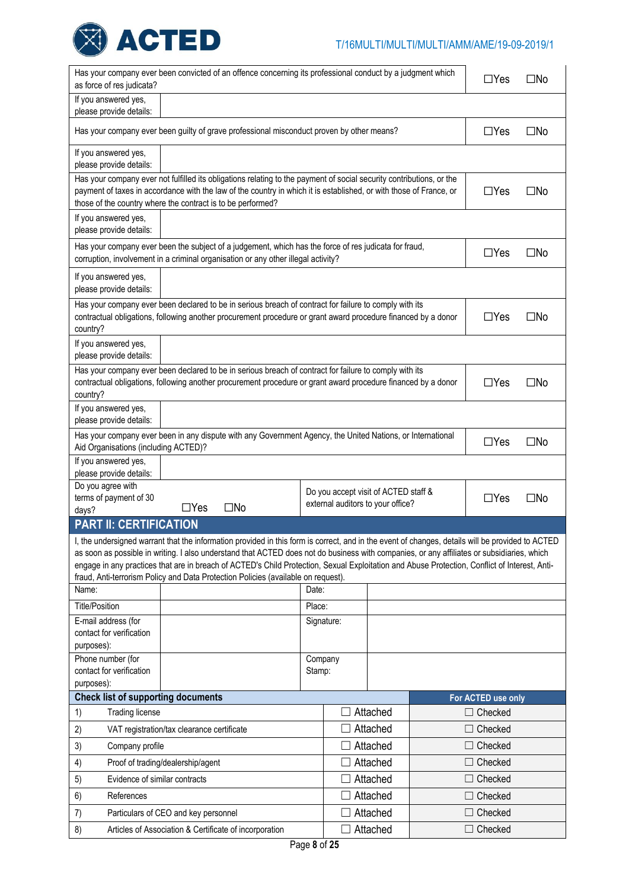| Question | Answer |
|---|---|
| Has your company ever been convicted of an offence concerning its professional conduct by a judgment which as force of res judicata? | ☐Yes ☐No |
| If you answered yes, please provide details: | |
| Has your company ever been guilty of grave professional misconduct proven by other means? | ☐Yes ☐No |
| If you answered yes, please provide details: | |
| Has your company ever not fulfilled its obligations relating to the payment of social security contributions, or the payment of taxes in accordance with the law of the country in which it is established, or with those of France, or those of the country where the contract is to be performed? | ☐Yes ☐No |
| If you answered yes, please provide details: | |
| Has your company ever been the subject of a judgement, which has the force of res judicata for fraud, corruption, involvement in a criminal organisation or any other illegal activity? | ☐Yes ☐No |
| If you answered yes, please provide details: | |
| Has your company ever been declared to be in serious breach of contract for failure to comply with its contractual obligations, following another procurement procedure or grant award procedure financed by a donor country? | ☐Yes ☐No |
| If you answered yes, please provide details: | |
| Has your company ever been declared to be in serious breach of contract for failure to comply with its contractual obligations, following another procurement procedure or grant award procedure financed by a donor country? | ☐Yes ☐No |
| If you answered yes, please provide details: | |
| Has your company ever been in any dispute with any Government Agency, the United Nations, or International Aid Organisations (including ACTED)? | ☐Yes ☐No |
| If you answered yes, please provide details: | |

| Do you agree with terms of payment of 30 days? | ☐Yes ☐No | Do you accept visit of ACTED staff & external auditors to your office? | ☐Yes ☐No |
|---|---|---|---|

## PART II: CERTIFICATION

I, the undersigned warrant that the information provided in this form is correct, and in the event of changes, details will be provided to ACTED as soon as possible in writing. I also understand that ACTED does not do business with companies, or any affiliates or subsidiaries, which engage in any practices that are in breach of ACTED's Child Protection, Sexual Exploitation and Abuse Protection, Conflict of Interest, Anti-fraud, Anti-terrorism Policy and Data Protection Policies (available on request).

| Name: | | Date: | |
|---|---|---|---|
| Title/Position | | Place: | |
| E-mail address (for contact for verification purposes): | | Signature: | |
| Phone number (for contact for verification purposes): | | Company Stamp: | |

| Check list of supporting documents | | | For ACTED use only |
|---|---|---|---|
| 1) | Trading license | ☐ Attached | ☐ Checked |
| 2) | VAT registration/tax clearance certificate | ☐ Attached | ☐ Checked |
| 3) | Company profile | ☐ Attached | ☐ Checked |
| 4) | Proof of trading/dealership/agent | ☐ Attached | ☐ Checked |
| 5) | Evidence of similar contracts | ☐ Attached | ☐ Checked |
| 6) | References | ☐ Attached | ☐ Checked |
| 7) | Particulars of CEO and key personnel | ☐ Attached | ☐ Checked |
| 8) | Articles of Association & Certificate of incorporation | ☐ Attached | ☐ Checked |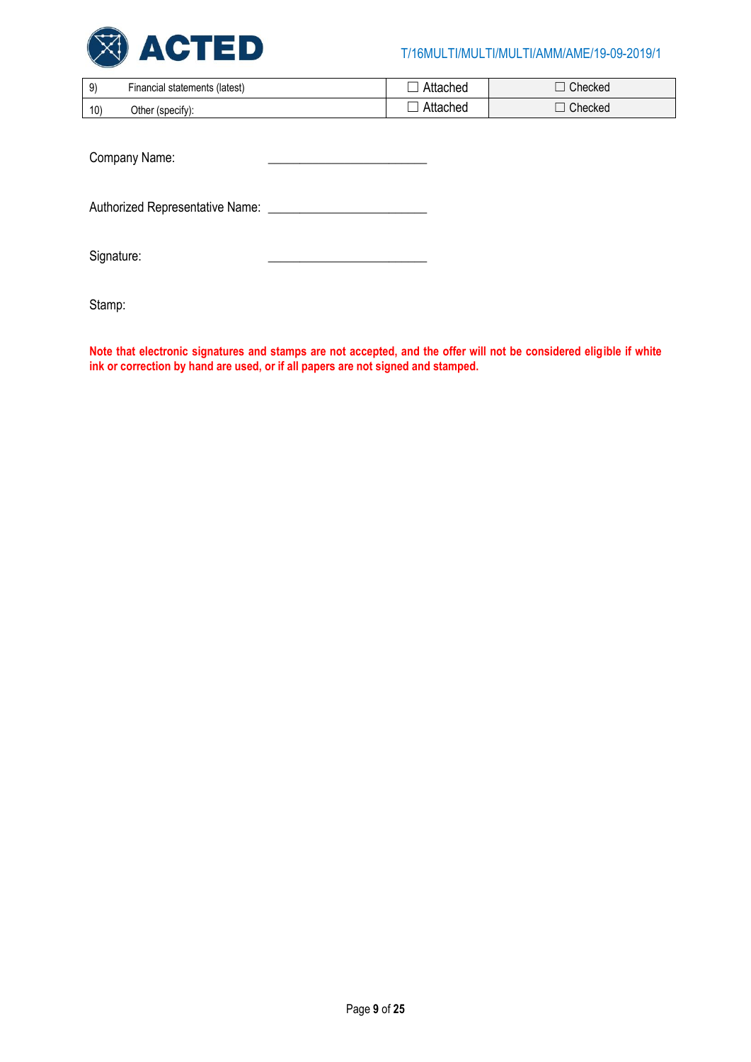| | | | |
|---|---|---|---|
| 9) | Financial statements (latest) | ☐ Attached | ☐ Checked |
| 10) | Other (specify): | ☐ Attached | ☐ Checked |

Company Name: ________________________

Authorized Representative Name: ________________________

Signature: ________________________

Stamp:

**Note that electronic signatures and stamps are not accepted, and the offer will not be considered eligible if white ink or correction by hand are used, or if all papers are not signed and stamped.**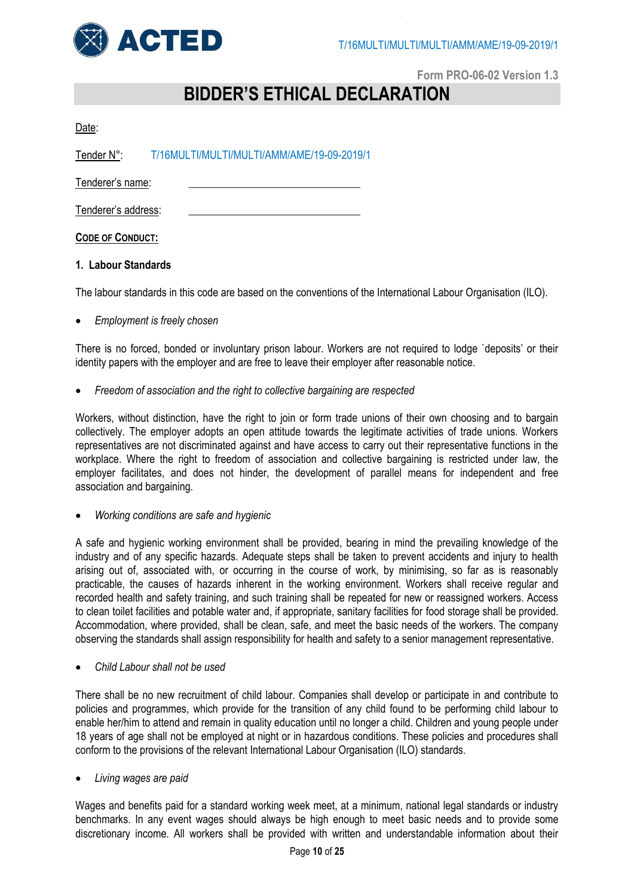Form PRO-06-02 Version 1.3

# BIDDER'S ETHICAL DECLARATION

Date:

Tender N°: T/16MULTI/MULTI/MULTI/AMM/AME/19-09-2019/1

Tenderer's name: ________________________________

Tenderer's address: ________________________________

**CODE OF CONDUCT:**

**1. Labour Standards**

The labour standards in this code are based on the conventions of the International Labour Organisation (ILO).

- *Employment is freely chosen*

There is no forced, bonded or involuntary prison labour. Workers are not required to lodge `deposits' or their identity papers with the employer and are free to leave their employer after reasonable notice.

- *Freedom of association and the right to collective bargaining are respected*

Workers, without distinction, have the right to join or form trade unions of their own choosing and to bargain collectively. The employer adopts an open attitude towards the legitimate activities of trade unions. Workers representatives are not discriminated against and have access to carry out their representative functions in the workplace. Where the right to freedom of association and collective bargaining is restricted under law, the employer facilitates, and does not hinder, the development of parallel means for independent and free association and bargaining.

- *Working conditions are safe and hygienic*

A safe and hygienic working environment shall be provided, bearing in mind the prevailing knowledge of the industry and of any specific hazards. Adequate steps shall be taken to prevent accidents and injury to health arising out of, associated with, or occurring in the course of work, by minimising, so far as is reasonably practicable, the causes of hazards inherent in the working environment. Workers shall receive regular and recorded health and safety training, and such training shall be repeated for new or reassigned workers. Access to clean toilet facilities and potable water and, if appropriate, sanitary facilities for food storage shall be provided. Accommodation, where provided, shall be clean, safe, and meet the basic needs of the workers. The company observing the standards shall assign responsibility for health and safety to a senior management representative.

- *Child Labour shall not be used*

There shall be no new recruitment of child labour. Companies shall develop or participate in and contribute to policies and programmes, which provide for the transition of any child found to be performing child labour to enable her/him to attend and remain in quality education until no longer a child. Children and young people under 18 years of age shall not be employed at night or in hazardous conditions. These policies and procedures shall conform to the provisions of the relevant International Labour Organisation (ILO) standards.

- *Living wages are paid*

Wages and benefits paid for a standard working week meet, at a minimum, national legal standards or industry benchmarks. In any event wages should always be high enough to meet basic needs and to provide some discretionary income. All workers shall be provided with written and understandable information about their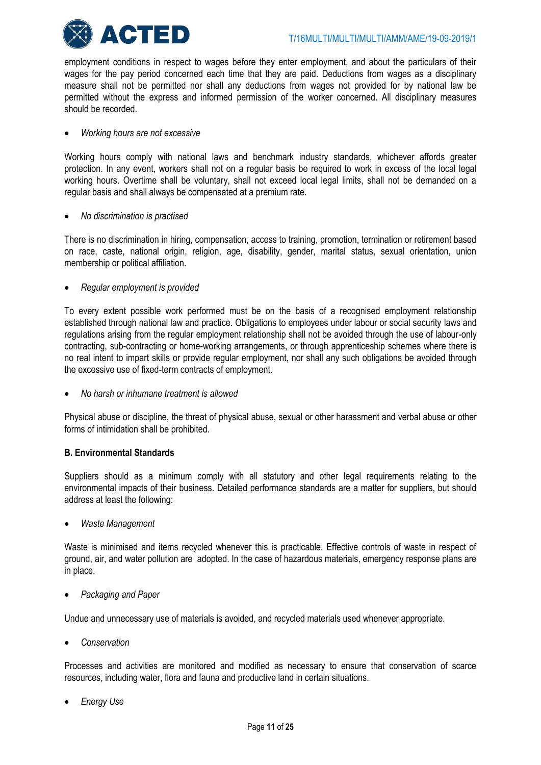employment conditions in respect to wages before they enter employment, and about the particulars of their wages for the pay period concerned each time that they are paid. Deductions from wages as a disciplinary measure shall not be permitted nor shall any deductions from wages not provided for by national law be permitted without the express and informed permission of the worker concerned. All disciplinary measures should be recorded.

- *Working hours are not excessive*

Working hours comply with national laws and benchmark industry standards, whichever affords greater protection. In any event, workers shall not on a regular basis be required to work in excess of the local legal working hours. Overtime shall be voluntary, shall not exceed local legal limits, shall not be demanded on a regular basis and shall always be compensated at a premium rate.

- *No discrimination is practised*

There is no discrimination in hiring, compensation, access to training, promotion, termination or retirement based on race, caste, national origin, religion, age, disability, gender, marital status, sexual orientation, union membership or political affiliation.

- *Regular employment is provided*

To every extent possible work performed must be on the basis of a recognised employment relationship established through national law and practice. Obligations to employees under labour or social security laws and regulations arising from the regular employment relationship shall not be avoided through the use of labour-only contracting, sub-contracting or home-working arrangements, or through apprenticeship schemes where there is no real intent to impart skills or provide regular employment, nor shall any such obligations be avoided through the excessive use of fixed-term contracts of employment.

- *No harsh or inhumane treatment is allowed*

Physical abuse or discipline, the threat of physical abuse, sexual or other harassment and verbal abuse or other forms of intimidation shall be prohibited.

**B. Environmental Standards**

Suppliers should as a minimum comply with all statutory and other legal requirements relating to the environmental impacts of their business. Detailed performance standards are a matter for suppliers, but should address at least the following:

- *Waste Management*

Waste is minimised and items recycled whenever this is practicable. Effective controls of waste in respect of ground, air, and water pollution are adopted. In the case of hazardous materials, emergency response plans are in place.

- *Packaging and Paper*

Undue and unnecessary use of materials is avoided, and recycled materials used whenever appropriate.

- *Conservation*

Processes and activities are monitored and modified as necessary to ensure that conservation of scarce resources, including water, flora and fauna and productive land in certain situations.

- *Energy Use*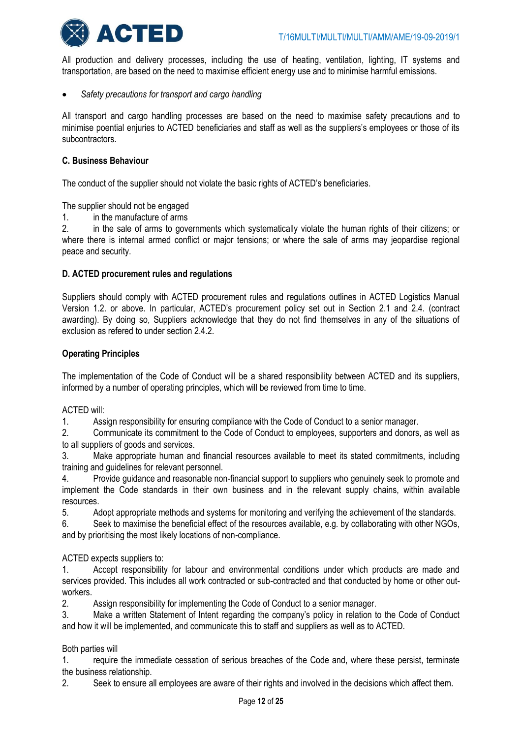All production and delivery processes, including the use of heating, ventilation, lighting, IT systems and transportation, are based on the need to maximise efficient energy use and to minimise harmful emissions.

- *Safety precautions for transport and cargo handling*

All transport and cargo handling processes are based on the need to maximise safety precautions and to minimise poential enjuries to ACTED beneficiaries and staff as well as the suppliers's employees or those of its subcontractors.

**C. Business Behaviour**

The conduct of the supplier should not violate the basic rights of ACTED's beneficiaries.

The supplier should not be engaged

1. in the manufacture of arms
2. in the sale of arms to governments which systematically violate the human rights of their citizens; or where there is internal armed conflict or major tensions; or where the sale of arms may jeopardise regional peace and security.

**D. ACTED procurement rules and regulations**

Suppliers should comply with ACTED procurement rules and regulations outlines in ACTED Logistics Manual Version 1.2. or above. In particular, ACTED's procurement policy set out in Section 2.1 and 2.4. (contract awarding). By doing so, Suppliers acknowledge that they do not find themselves in any of the situations of exclusion as refered to under section 2.4.2.

**Operating Principles**

The implementation of the Code of Conduct will be a shared responsibility between ACTED and its suppliers, informed by a number of operating principles, which will be reviewed from time to time.

ACTED will:

1. Assign responsibility for ensuring compliance with the Code of Conduct to a senior manager.
2. Communicate its commitment to the Code of Conduct to employees, supporters and donors, as well as to all suppliers of goods and services.
3. Make appropriate human and financial resources available to meet its stated commitments, including training and guidelines for relevant personnel.
4. Provide guidance and reasonable non-financial support to suppliers who genuinely seek to promote and implement the Code standards in their own business and in the relevant supply chains, within available resources.
5. Adopt appropriate methods and systems for monitoring and verifying the achievement of the standards.
6. Seek to maximise the beneficial effect of the resources available, e.g. by collaborating with other NGOs, and by prioritising the most likely locations of non-compliance.

ACTED expects suppliers to:

1. Accept responsibility for labour and environmental conditions under which products are made and services provided. This includes all work contracted or sub-contracted and that conducted by home or other out-workers.
2. Assign responsibility for implementing the Code of Conduct to a senior manager.
3. Make a written Statement of Intent regarding the company's policy in relation to the Code of Conduct and how it will be implemented, and communicate this to staff and suppliers as well as to ACTED.

Both parties will

1. require the immediate cessation of serious breaches of the Code and, where these persist, terminate the business relationship.
2. Seek to ensure all employees are aware of their rights and involved in the decisions which affect them.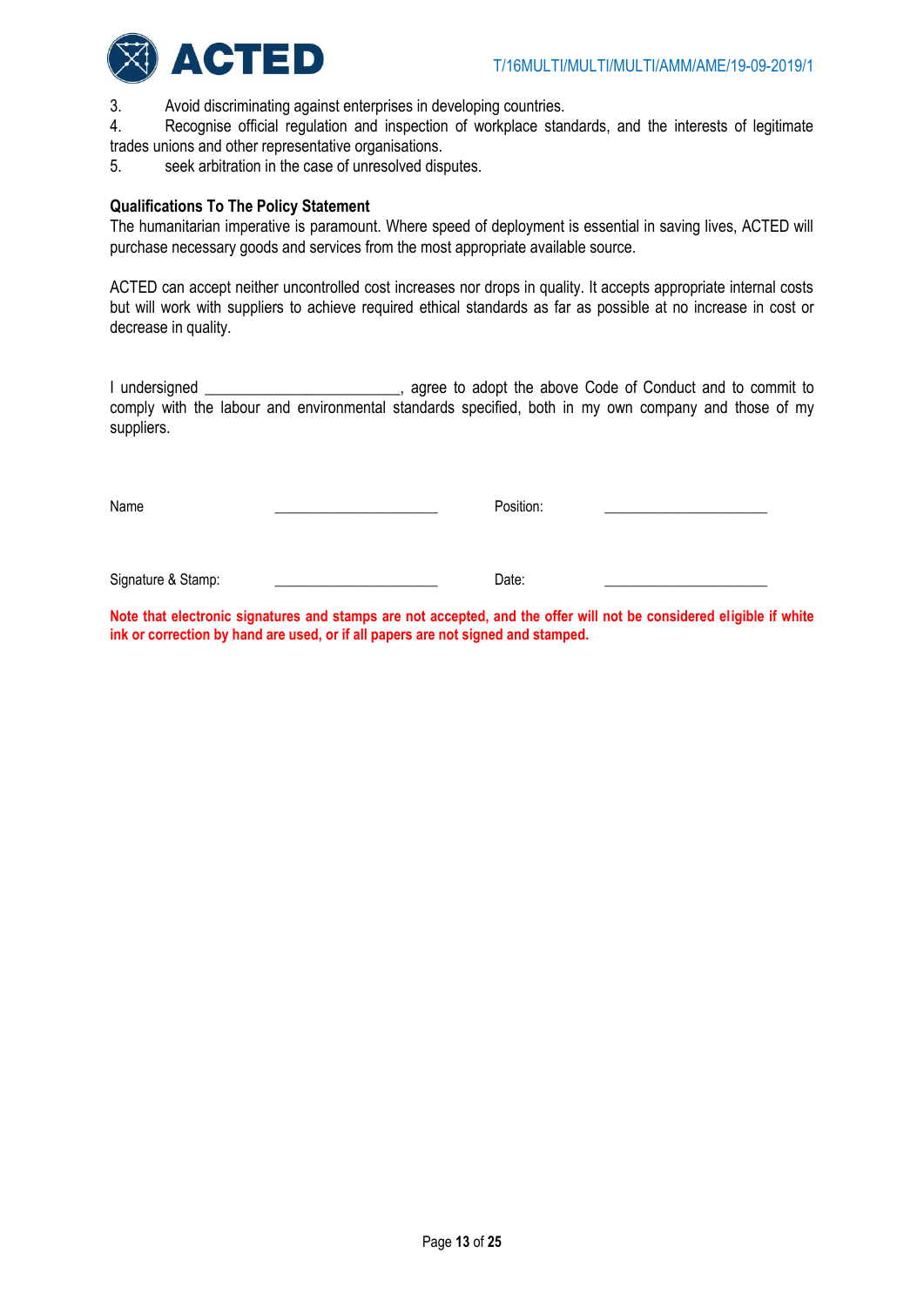3. Avoid discriminating against enterprises in developing countries.
4. Recognise official regulation and inspection of workplace standards, and the interests of legitimate trades unions and other representative organisations.
5. seek arbitration in the case of unresolved disputes.

**Qualifications To The Policy Statement**

The humanitarian imperative is paramount. Where speed of deployment is essential in saving lives, ACTED will purchase necessary goods and services from the most appropriate available source.

ACTED can accept neither uncontrolled cost increases nor drops in quality. It accepts appropriate internal costs but will work with suppliers to achieve required ethical standards as far as possible at no increase in cost or decrease in quality.

I undersigned ________________________, agree to adopt the above Code of Conduct and to commit to comply with the labour and environmental standards specified, both in my own company and those of my suppliers.

Name ________________________ Position: ________________________

Signature & Stamp: ________________________ Date: ________________________

**Note that electronic signatures and stamps are not accepted, and the offer will not be considered eligible if white ink or correction by hand are used, or if all papers are not signed and stamped.**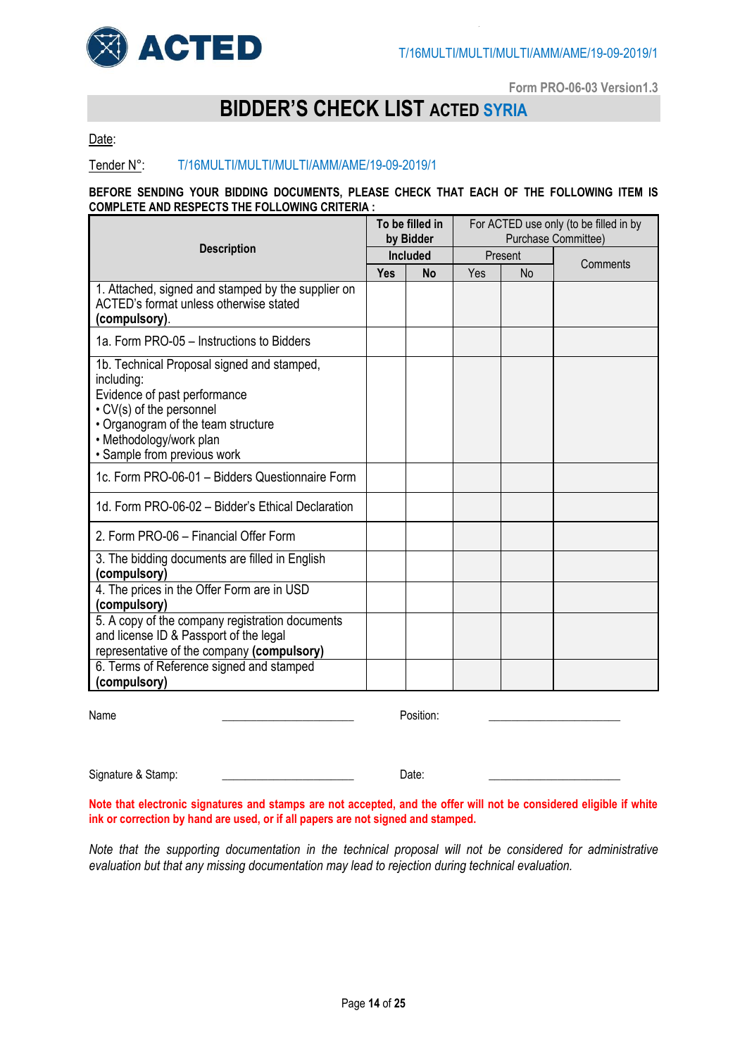T/16MULTI/MULTI/MULTI/AMM/AME/19-09-2019/1

Form PRO-06-03 Version1.3

# BIDDER'S CHECK LIST ACTED SYRIA

Date:

Tender N°: T/16MULTI/MULTI/MULTI/AMM/AME/19-09-2019/1

**BEFORE SENDING YOUR BIDDING DOCUMENTS, PLEASE CHECK THAT EACH OF THE FOLLOWING ITEM IS COMPLETE AND RESPECTS THE FOLLOWING CRITERIA :**

| Description | To be filled in by Bidder | | For ACTED use only (to be filled in by Purchase Committee) | | |
|---|---|---|---|---|---|
| | Included | | Present | | Comments |
| | Yes | No | Yes | No | |
| 1. Attached, signed and stamped by the supplier on ACTED's format unless otherwise stated **(compulsory)**. | | | | | |
| 1a. Form PRO-05 – Instructions to Bidders | | | | | |
| 1b. Technical Proposal signed and stamped, including:<br>Evidence of past performance<br>• CV(s) of the personnel<br>• Organogram of the team structure<br>• Methodology/work plan<br>• Sample from previous work | | | | | |
| 1c. Form PRO-06-01 – Bidders Questionnaire Form | | | | | |
| 1d. Form PRO-06-02 – Bidder's Ethical Declaration | | | | | |
| 2. Form PRO-06 – Financial Offer Form | | | | | |
| 3. The bidding documents are filled in English **(compulsory)** | | | | | |
| 4. The prices in the Offer Form are in USD **(compulsory)** | | | | | |
| 5. A copy of the company registration documents and license ID & Passport of the legal representative of the company **(compulsory)** | | | | | |
| 6. Terms of Reference signed and stamped **(compulsory)** | | | | | |

Name ______________________ Position: ______________________

Signature & Stamp: ______________________ Date: ______________________

**Note that electronic signatures and stamps are not accepted, and the offer will not be considered eligible if white ink or correction by hand are used, or if all papers are not signed and stamped.**

*Note that the supporting documentation in the technical proposal will not be considered for administrative evaluation but that any missing documentation may lead to rejection during technical evaluation.*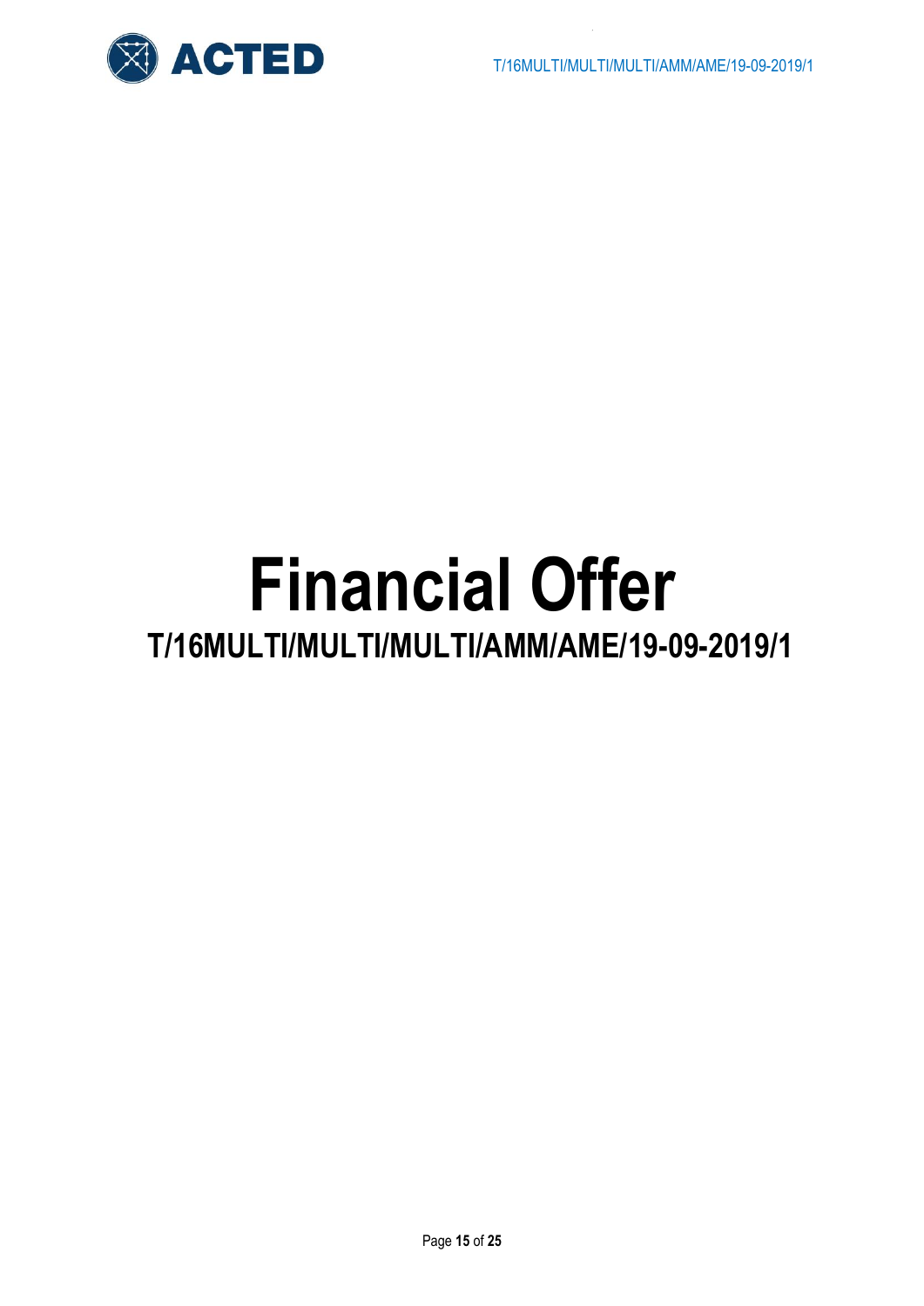# Financial Offer

## T/16MULTI/MULTI/MULTI/AMM/AME/19-09-2019/1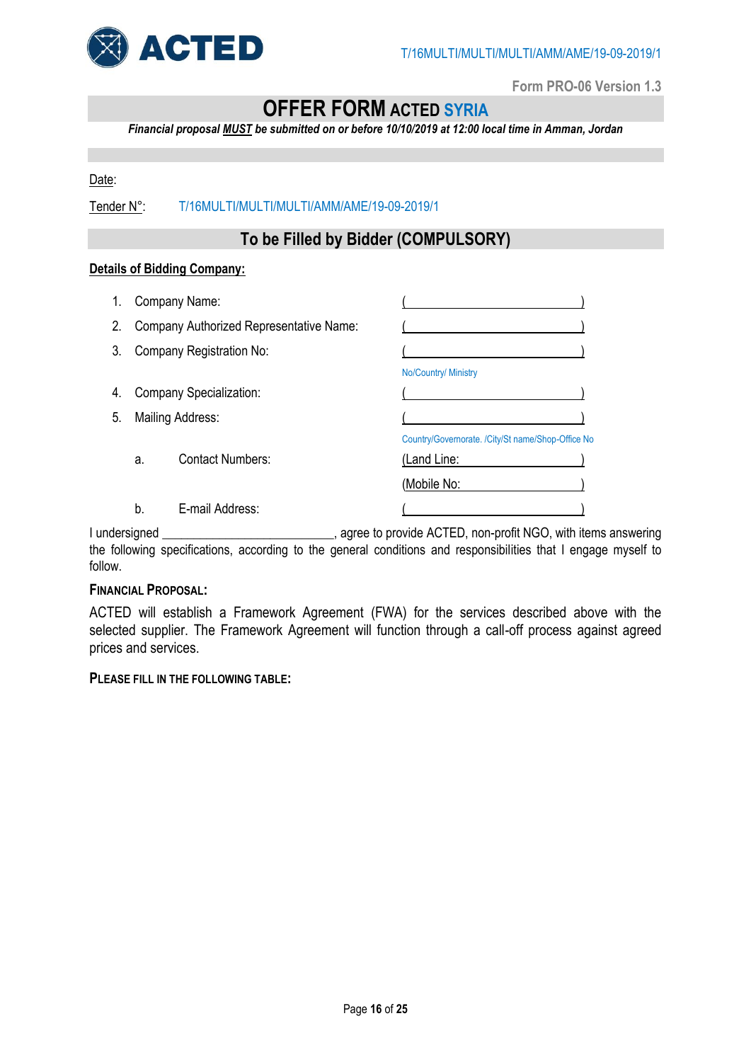T/16MULTI/MULTI/MULTI/AMM/AME/19-09-2019/1

Form PRO-06 Version 1.3

# OFFER FORM ACTED SYRIA

***Financial proposal MUST be submitted on or before 10/10/2019 at 12:00 local time in Amman, Jordan***

Date:

Tender N°: T/16MULTI/MULTI/MULTI/AMM/AME/19-09-2019/1

## To be Filled by Bidder (COMPULSORY)

**Details of Bidding Company:**

1. Company Name: (\_\_\_\_\_\_\_\_\_\_\_\_\_\_\_\_\_\_\_\_\_\_\_\_\_\_)
2. Company Authorized Representative Name: (\_\_\_\_\_\_\_\_\_\_\_\_\_\_\_\_\_\_\_\_\_\_\_\_\_\_)
3. Company Registration No: (\_\_\_\_\_\_\_\_\_\_\_\_\_\_\_\_\_\_\_\_\_\_\_\_\_\_)
   No/Country/ Ministry
4. Company Specialization: (\_\_\_\_\_\_\_\_\_\_\_\_\_\_\_\_\_\_\_\_\_\_\_\_\_\_)
5. Mailing Address: (\_\_\_\_\_\_\_\_\_\_\_\_\_\_\_\_\_\_\_\_\_\_\_\_\_\_)
   Country/Governorate. /City/St name/Shop-Office No
   a. Contact Numbers: (Land Line: \_\_\_\_\_\_\_\_\_\_\_\_\_\_\_\_\_\_)
      (Mobile No: \_\_\_\_\_\_\_\_\_\_\_\_\_\_\_\_\_\_)
   b. E-mail Address: (\_\_\_\_\_\_\_\_\_\_\_\_\_\_\_\_\_\_\_\_\_\_\_\_\_\_)

I undersigned \_\_\_\_\_\_\_\_\_\_\_\_\_\_\_\_\_\_\_\_\_\_\_\_\_\_, agree to provide ACTED, non-profit NGO, with items answering the following specifications, according to the general conditions and responsibilities that I engage myself to follow.

**FINANCIAL PROPOSAL:**

ACTED will establish a Framework Agreement (FWA) for the services described above with the selected supplier. The Framework Agreement will function through a call-off process against agreed prices and services.

**PLEASE FILL IN THE FOLLOWING TABLE:**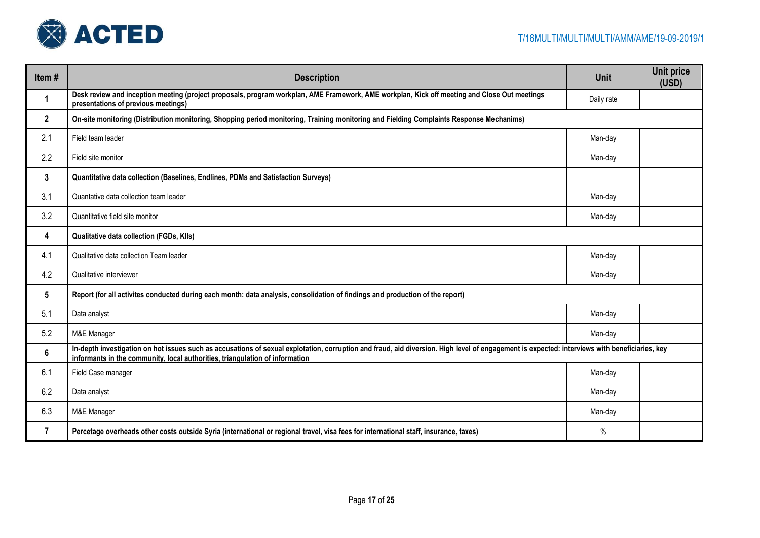| Item # | Description | Unit | Unit price (USD) |
|---|---|---|---|
| **1** | **Desk review and inception meeting (project proposals, program workplan, AME Framework, AME workplan, Kick off meeting and Close Out meetings presentations of previous meetings)** | Daily rate | |
| **2** | **On-site monitoring (Distribution monitoring, Shopping period monitoring, Training monitoring and Fielding Complaints Response Mechanims)** | | |
| 2.1 | Field team leader | Man-day | |
| 2.2 | Field site monitor | Man-day | |
| **3** | **Quantitative data collection (Baselines, Endlines, PDMs and Satisfaction Surveys)** | | |
| 3.1 | Quantative data collection team leader | Man-day | |
| 3.2 | Quantitative field site monitor | Man-day | |
| **4** | **Qualitative data collection (FGDs, KIIs)** | | |
| 4.1 | Qualitative data collection Team leader | Man-day | |
| 4.2 | Qualitative interviewer | Man-day | |
| **5** | **Report (for all activites conducted during each month: data analysis, consolidation of findings and production of the report)** | | |
| 5.1 | Data analyst | Man-day | |
| 5.2 | M&E Manager | Man-day | |
| **6** | **In-depth investigation on hot issues such as accusations of sexual explotation, corruption and fraud, aid diversion. High level of engagement is expected: interviews with beneficiaries, key informants in the community, local authorities, triangulation of information** | | |
| 6.1 | Field Case manager | Man-day | |
| 6.2 | Data analyst | Man-day | |
| 6.3 | M&E Manager | Man-day | |
| **7** | **Percetage overheads other costs outside Syria (international or regional travel, visa fees for international staff, insurance, taxes)** | % | |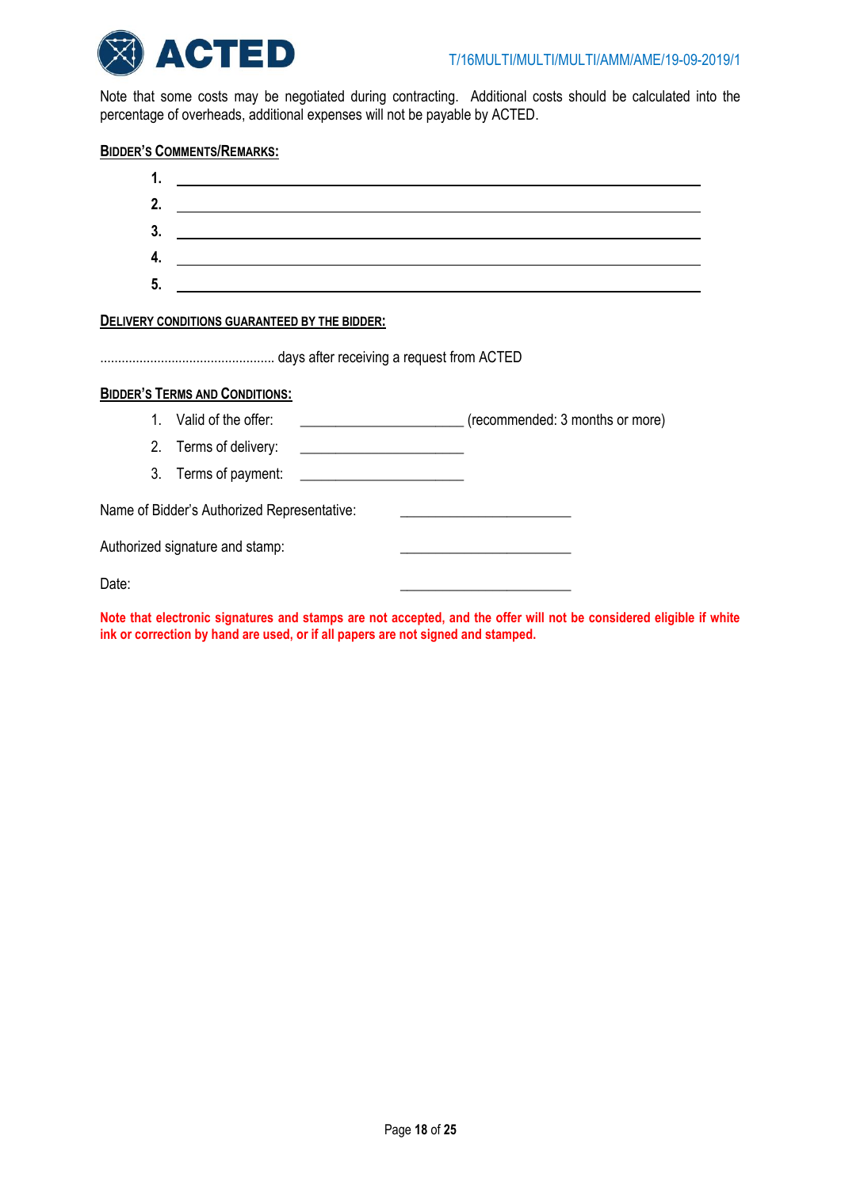Note that some costs may be negotiated during contracting. Additional costs should be calculated into the percentage of overheads, additional expenses will not be payable by ACTED.

**BIDDER'S COMMENTS/REMARKS:**

1. ______________________________
2. ______________________________
3. ______________________________
4. ______________________________
5. ______________________________

**DELIVERY CONDITIONS GUARANTEED BY THE BIDDER:**

................................................ days after receiving a request from ACTED

**BIDDER'S TERMS AND CONDITIONS:**

1. Valid of the offer: ______________________ (recommended: 3 months or more)
2. Terms of delivery: ______________________
3. Terms of payment: ______________________

Name of Bidder's Authorized Representative: ______________________

Authorized signature and stamp: ______________________

Date: ______________________

**Note that electronic signatures and stamps are not accepted, and the offer will not be considered eligible if white ink or correction by hand are used, or if all papers are not signed and stamped.**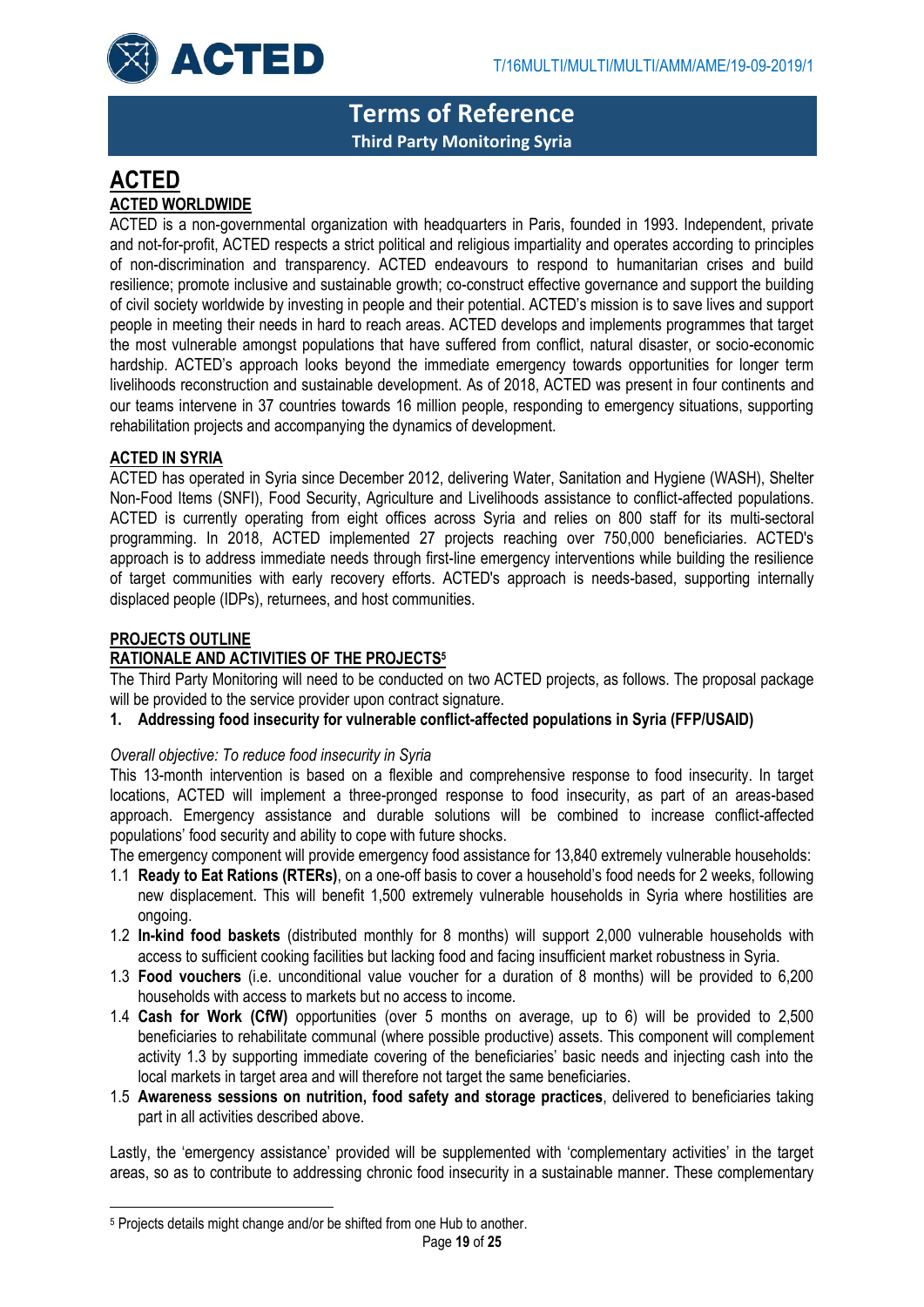# Terms of Reference

## Third Party Monitoring Syria

# ACTED

## ACTED WORLDWIDE

ACTED is a non-governmental organization with headquarters in Paris, founded in 1993. Independent, private and not-for-profit, ACTED respects a strict political and religious impartiality and operates according to principles of non-discrimination and transparency. ACTED endeavours to respond to humanitarian crises and build resilience; promote inclusive and sustainable growth; co-construct effective governance and support the building of civil society worldwide by investing in people and their potential. ACTED's mission is to save lives and support people in meeting their needs in hard to reach areas. ACTED develops and implements programmes that target the most vulnerable amongst populations that have suffered from conflict, natural disaster, or socio-economic hardship. ACTED's approach looks beyond the immediate emergency towards opportunities for longer term livelihoods reconstruction and sustainable development. As of 2018, ACTED was present in four continents and our teams intervene in 37 countries towards 16 million people, responding to emergency situations, supporting rehabilitation projects and accompanying the dynamics of development.

## ACTED IN SYRIA

ACTED has operated in Syria since December 2012, delivering Water, Sanitation and Hygiene (WASH), Shelter Non-Food Items (SNFI), Food Security, Agriculture and Livelihoods assistance to conflict-affected populations. ACTED is currently operating from eight offices across Syria and relies on 800 staff for its multi-sectoral programming. In 2018, ACTED implemented 27 projects reaching over 750,000 beneficiaries. ACTED's approach is to address immediate needs through first-line emergency interventions while building the resilience of target communities with early recovery efforts. ACTED's approach is needs-based, supporting internally displaced people (IDPs), returnees, and host communities.

## PROJECTS OUTLINE

## RATIONALE AND ACTIVITIES OF THE PROJECTS[5]

The Third Party Monitoring will need to be conducted on two ACTED projects, as follows. The proposal package will be provided to the service provider upon contract signature.

**1. Addressing food insecurity for vulnerable conflict-affected populations in Syria (FFP/USAID)**

*Overall objective: To reduce food insecurity in Syria*

This 13-month intervention is based on a flexible and comprehensive response to food insecurity. In target locations, ACTED will implement a three-pronged response to food insecurity, as part of an areas-based approach. Emergency assistance and durable solutions will be combined to increase conflict-affected populations' food security and ability to cope with future shocks.

The emergency component will provide emergency food assistance for 13,840 extremely vulnerable households:

1.1 **Ready to Eat Rations (RTERs)**, on a one-off basis to cover a household's food needs for 2 weeks, following new displacement. This will benefit 1,500 extremely vulnerable households in Syria where hostilities are ongoing.

1.2 **In-kind food baskets** (distributed monthly for 8 months) will support 2,000 vulnerable households with access to sufficient cooking facilities but lacking food and facing insufficient market robustness in Syria.

1.3 **Food vouchers** (i.e. unconditional value voucher for a duration of 8 months) will be provided to 6,200 households with access to markets but no access to income.

1.4 **Cash for Work (CfW)** opportunities (over 5 months on average, up to 6) will be provided to 2,500 beneficiaries to rehabilitate communal (where possible productive) assets. This component will complement activity 1.3 by supporting immediate covering of the beneficiaries' basic needs and injecting cash into the local markets in target area and will therefore not target the same beneficiaries.

1.5 **Awareness sessions on nutrition, food safety and storage practices**, delivered to beneficiaries taking part in all activities described above.

Lastly, the 'emergency assistance' provided will be supplemented with 'complementary activities' in the target areas, so as to contribute to addressing chronic food insecurity in a sustainable manner. These complementary

[5] Projects details might change and/or be shifted from one Hub to another.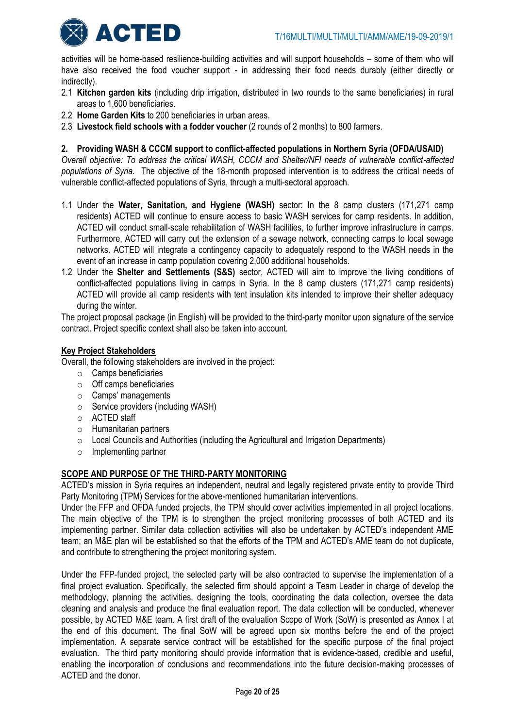activities will be home-based resilience-building activities and will support households – some of them who will have also received the food voucher support - in addressing their food needs durably (either directly or indirectly).

2.1 **Kitchen garden kits** (including drip irrigation, distributed in two rounds to the same beneficiaries) in rural areas to 1,600 beneficiaries.
2.2 **Home Garden Kits** to 200 beneficiaries in urban areas.
2.3 **Livestock field schools with a fodder voucher** (2 rounds of 2 months) to 800 farmers.

**2. Providing WASH & CCCM support to conflict-affected populations in Northern Syria (OFDA/USAID)**

*Overall objective: To address the critical WASH, CCCM and Shelter/NFI needs of vulnerable conflict-affected populations of Syria.* The objective of the 18-month proposed intervention is to address the critical needs of vulnerable conflict-affected populations of Syria, through a multi-sectoral approach.

1.1 Under the **Water, Sanitation, and Hygiene (WASH)** sector: In the 8 camp clusters (171,271 camp residents) ACTED will continue to ensure access to basic WASH services for camp residents. In addition, ACTED will conduct small-scale rehabilitation of WASH facilities, to further improve infrastructure in camps. Furthermore, ACTED will carry out the extension of a sewage network, connecting camps to local sewage networks. ACTED will integrate a contingency capacity to adequately respond to the WASH needs in the event of an increase in camp population covering 2,000 additional households.
1.2 Under the **Shelter and Settlements (S&S)** sector, ACTED will aim to improve the living conditions of conflict-affected populations living in camps in Syria. In the 8 camp clusters (171,271 camp residents) ACTED will provide all camp residents with tent insulation kits intended to improve their shelter adequacy during the winter.

The project proposal package (in English) will be provided to the third-party monitor upon signature of the service contract. Project specific context shall also be taken into account.

**Key Project Stakeholders**

Overall, the following stakeholders are involved in the project:

- Camps beneficiaries
- Off camps beneficiaries
- Camps' managements
- Service providers (including WASH)
- ACTED staff
- Humanitarian partners
- Local Councils and Authorities (including the Agricultural and Irrigation Departments)
- Implementing partner

## SCOPE AND PURPOSE OF THE THIRD-PARTY MONITORING

ACTED's mission in Syria requires an independent, neutral and legally registered private entity to provide Third Party Monitoring (TPM) Services for the above-mentioned humanitarian interventions.

Under the FFP and OFDA funded projects, the TPM should cover activities implemented in all project locations. The main objective of the TPM is to strengthen the project monitoring processes of both ACTED and its implementing partner. Similar data collection activities will also be undertaken by ACTED's independent AME team; an M&E plan will be established so that the efforts of the TPM and ACTED's AME team do not duplicate, and contribute to strengthening the project monitoring system.

Under the FFP-funded project, the selected party will be also contracted to supervise the implementation of a final project evaluation. Specifically, the selected firm should appoint a Team Leader in charge of develop the methodology, planning the activities, designing the tools, coordinating the data collection, oversee the data cleaning and analysis and produce the final evaluation report. The data collection will be conducted, whenever possible, by ACTED M&E team. A first draft of the evaluation Scope of Work (SoW) is presented as Annex I at the end of this document. The final SoW will be agreed upon six months before the end of the project implementation. A separate service contract will be established for the specific purpose of the final project evaluation. The third party monitoring should provide information that is evidence-based, credible and useful, enabling the incorporation of conclusions and recommendations into the future decision-making processes of ACTED and the donor.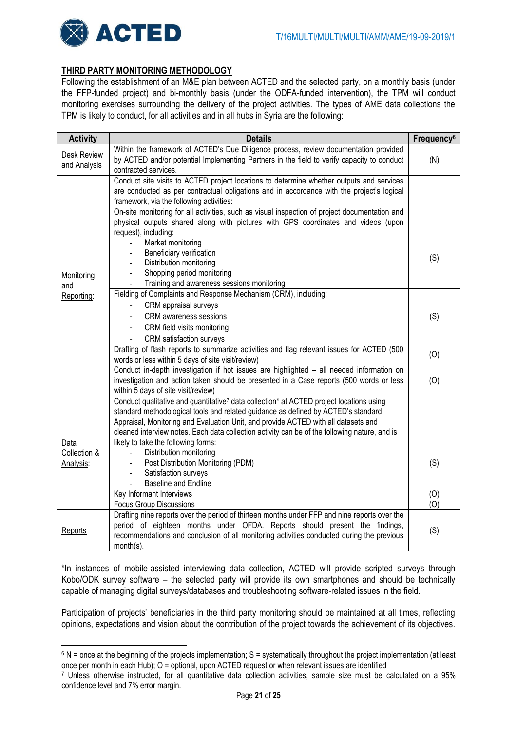## THIRD PARTY MONITORING METHODOLOGY

Following the establishment of an M&E plan between ACTED and the selected party, on a monthly basis (under the FFP-funded project) and bi-monthly basis (under the ODFA-funded intervention), the TPM will conduct monitoring exercises surrounding the delivery of the project activities. The types of AME data collections the TPM is likely to conduct, for all activities and in all hubs in Syria are the following:

| Activity | Details | Frequency[6] |
|---|---|---|
| Desk Review and Analysis | Within the framework of ACTED's Due Diligence process, review documentation provided by ACTED and/or potential Implementing Partners in the field to verify capacity to conduct contracted services. | (N) |
| Monitoring and Reporting: | Conduct site visits to ACTED project locations to determine whether outputs and services are conducted as per contractual obligations and in accordance with the project's logical framework, via the following activities:<br>On-site monitoring for all activities, such as visual inspection of project documentation and physical outputs shared along with pictures with GPS coordinates and videos (upon request), including:<br>- Market monitoring<br>- Beneficiary verification<br>- Distribution monitoring<br>- Shopping period monitoring<br>- Training and awareness sessions monitoring | (S) |
| | Fielding of Complaints and Response Mechanism (CRM), including:<br>- CRM appraisal surveys<br>- CRM awareness sessions<br>- CRM field visits monitoring<br>- CRM satisfaction surveys | (S) |
| | Drafting of flash reports to summarize activities and flag relevant issues for ACTED (500 words or less within 5 days of site visit/review) | (O) |
| | Conduct in-depth investigation if hot issues are highlighted – all needed information on investigation and action taken should be presented in a Case reports (500 words or less within 5 days of site visit/review) | (O) |
| Data Collection & Analysis: | Conduct qualitative and quantitative[7] data collection* at ACTED project locations using standard methodological tools and related guidance as defined by ACTED's standard Appraisal, Monitoring and Evaluation Unit, and provide ACTED with all datasets and cleaned interview notes. Each data collection activity can be of the following nature, and is likely to take the following forms:<br>- Distribution monitoring<br>- Post Distribution Monitoring (PDM)<br>- Satisfaction surveys<br>- Baseline and Endline | (S) |
| | Key Informant Interviews | (O) |
| | Focus Group Discussions | (O) |
| Reports | Drafting nine reports over the period of thirteen months under FFP and nine reports over the period of eighteen months under OFDA. Reports should present the findings, recommendations and conclusion of all monitoring activities conducted during the previous month(s). | (S) |

*In instances of mobile-assisted interviewing data collection, ACTED will provide scripted surveys through Kobo/ODK survey software – the selected party will provide its own smartphones and should be technically capable of managing digital surveys/databases and troubleshooting software-related issues in the field.

Participation of projects' beneficiaries in the third party monitoring should be maintained at all times, reflecting opinions, expectations and vision about the contribution of the project towards the achievement of its objectives.

[6] N = once at the beginning of the projects implementation; S = systematically throughout the project implementation (at least once per month in each Hub); O = optional, upon ACTED request or when relevant issues are identified

[7] Unless otherwise instructed, for all quantitative data collection activities, sample size must be calculated on a 95% confidence level and 7% error margin.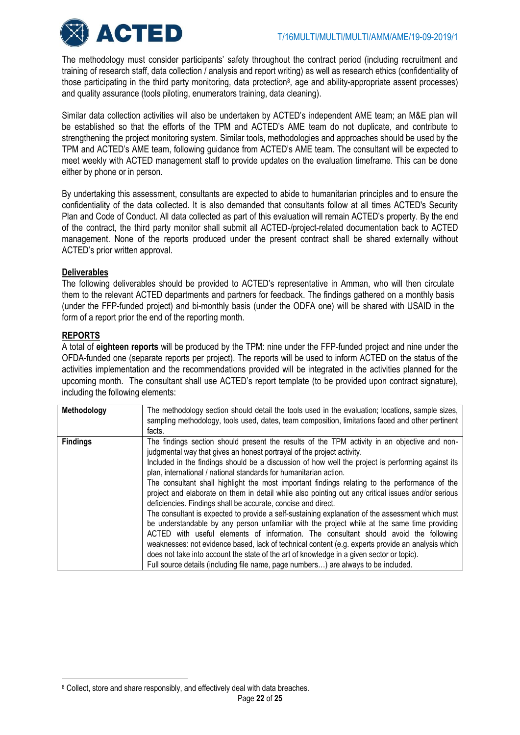The methodology must consider participants' safety throughout the contract period (including recruitment and training of research staff, data collection / analysis and report writing) as well as research ethics (confidentiality of those participating in the third party monitoring, data protection[8], age and ability-appropriate assent processes) and quality assurance (tools piloting, enumerators training, data cleaning).

Similar data collection activities will also be undertaken by ACTED's independent AME team; an M&E plan will be established so that the efforts of the TPM and ACTED's AME team do not duplicate, and contribute to strengthening the project monitoring system. Similar tools, methodologies and approaches should be used by the TPM and ACTED's AME team, following guidance from ACTED's AME team. The consultant will be expected to meet weekly with ACTED management staff to provide updates on the evaluation timeframe. This can be done either by phone or in person.

By undertaking this assessment, consultants are expected to abide to humanitarian principles and to ensure the confidentiality of the data collected. It is also demanded that consultants follow at all times ACTED's Security Plan and Code of Conduct. All data collected as part of this evaluation will remain ACTED's property. By the end of the contract, the third party monitor shall submit all ACTED-/project-related documentation back to ACTED management. None of the reports produced under the present contract shall be shared externally without ACTED's prior written approval.

**Deliverables**

The following deliverables should be provided to ACTED's representative in Amman, who will then circulate them to the relevant ACTED departments and partners for feedback. The findings gathered on a monthly basis (under the FFP-funded project) and bi-monthly basis (under the ODFA one) will be shared with USAID in the form of a report prior the end of the reporting month.

**REPORTS**

A total of **eighteen reports** will be produced by the TPM: nine under the FFP-funded project and nine under the OFDA-funded one (separate reports per project). The reports will be used to inform ACTED on the status of the activities implementation and the recommendations provided will be integrated in the activities planned for the upcoming month. The consultant shall use ACTED's report template (to be provided upon contract signature), including the following elements:

| **Methodology** | The methodology section should detail the tools used in the evaluation; locations, sample sizes, sampling methodology, tools used, dates, team composition, limitations faced and other pertinent facts. |
|---|---|
| **Findings** | The findings section should present the results of the TPM activity in an objective and non-judgmental way that gives an honest portrayal of the project activity.<br>Included in the findings should be a discussion of how well the project is performing against its plan, international / national standards for humanitarian action.<br>The consultant shall highlight the most important findings relating to the performance of the project and elaborate on them in detail while also pointing out any critical issues and/or serious deficiencies. Findings shall be accurate, concise and direct.<br>The consultant is expected to provide a self-sustaining explanation of the assessment which must be understandable by any person unfamiliar with the project while at the same time providing ACTED with useful elements of information. The consultant should avoid the following weaknesses: not evidence based, lack of technical content (e.g. experts provide an analysis which does not take into account the state of the art of knowledge in a given sector or topic).<br>Full source details (including file name, page numbers…) are always to be included. |

[8] Collect, store and share responsibly, and effectively deal with data breaches.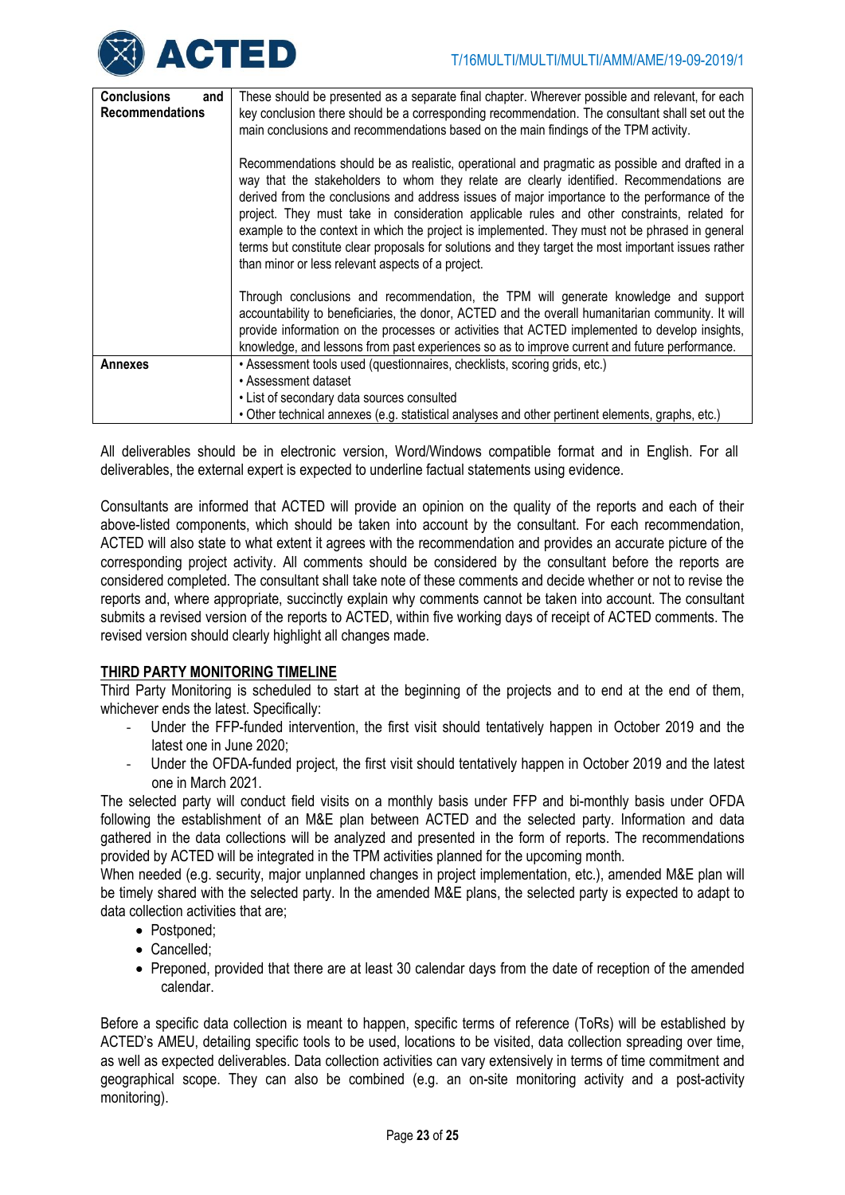| | |
|---|---|
| **Conclusions and Recommendations** | These should be presented as a separate final chapter. Wherever possible and relevant, for each key conclusion there should be a corresponding recommendation. The consultant shall set out the main conclusions and recommendations based on the main findings of the TPM activity.<br><br>Recommendations should be as realistic, operational and pragmatic as possible and drafted in a way that the stakeholders to whom they relate are clearly identified. Recommendations are derived from the conclusions and address issues of major importance to the performance of the project. They must take in consideration applicable rules and other constraints, related for example to the context in which the project is implemented. They must not be phrased in general terms but constitute clear proposals for solutions and they target the most important issues rather than minor or less relevant aspects of a project.<br><br>Through conclusions and recommendation, the TPM will generate knowledge and support accountability to beneficiaries, the donor, ACTED and the overall humanitarian community. It will provide information on the processes or activities that ACTED implemented to develop insights, knowledge, and lessons from past experiences so as to improve current and future performance. |
| **Annexes** | • Assessment tools used (questionnaires, checklists, scoring grids, etc.)<br>• Assessment dataset<br>• List of secondary data sources consulted<br>• Other technical annexes (e.g. statistical analyses and other pertinent elements, graphs, etc.) |

All deliverables should be in electronic version, Word/Windows compatible format and in English. For all deliverables, the external expert is expected to underline factual statements using evidence.

Consultants are informed that ACTED will provide an opinion on the quality of the reports and each of their above-listed components, which should be taken into account by the consultant. For each recommendation, ACTED will also state to what extent it agrees with the recommendation and provides an accurate picture of the corresponding project activity. All comments should be considered by the consultant before the reports are considered completed. The consultant shall take note of these comments and decide whether or not to revise the reports and, where appropriate, succinctly explain why comments cannot be taken into account. The consultant submits a revised version of the reports to ACTED, within five working days of receipt of ACTED comments. The revised version should clearly highlight all changes made.

## THIRD PARTY MONITORING TIMELINE

Third Party Monitoring is scheduled to start at the beginning of the projects and to end at the end of them, whichever ends the latest. Specifically:

- Under the FFP-funded intervention, the first visit should tentatively happen in October 2019 and the latest one in June 2020;
- Under the OFDA-funded project, the first visit should tentatively happen in October 2019 and the latest one in March 2021.

The selected party will conduct field visits on a monthly basis under FFP and bi-monthly basis under OFDA following the establishment of an M&E plan between ACTED and the selected party. Information and data gathered in the data collections will be analyzed and presented in the form of reports. The recommendations provided by ACTED will be integrated in the TPM activities planned for the upcoming month.

When needed (e.g. security, major unplanned changes in project implementation, etc.), amended M&E plan will be timely shared with the selected party. In the amended M&E plans, the selected party is expected to adapt to data collection activities that are;

- Postponed;
- Cancelled;
- Preponed, provided that there are at least 30 calendar days from the date of reception of the amended calendar.

Before a specific data collection is meant to happen, specific terms of reference (ToRs) will be established by ACTED's AMEU, detailing specific tools to be used, locations to be visited, data collection spreading over time, as well as expected deliverables. Data collection activities can vary extensively in terms of time commitment and geographical scope. They can also be combined (e.g. an on-site monitoring activity and a post-activity monitoring).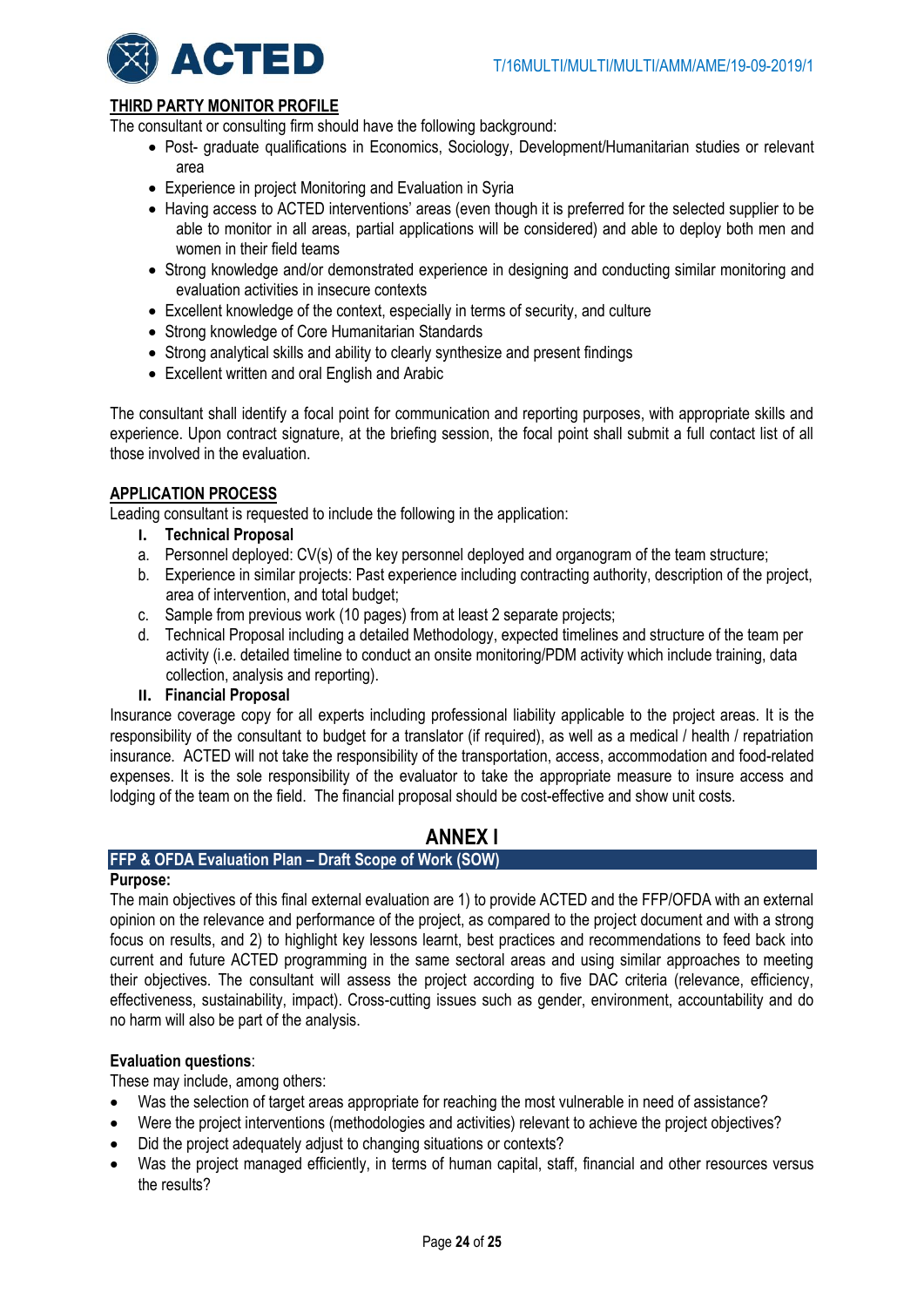## THIRD PARTY MONITOR PROFILE

The consultant or consulting firm should have the following background:

- Post- graduate qualifications in Economics, Sociology, Development/Humanitarian studies or relevant area
- Experience in project Monitoring and Evaluation in Syria
- Having access to ACTED interventions' areas (even though it is preferred for the selected supplier to be able to monitor in all areas, partial applications will be considered) and able to deploy both men and women in their field teams
- Strong knowledge and/or demonstrated experience in designing and conducting similar monitoring and evaluation activities in insecure contexts
- Excellent knowledge of the context, especially in terms of security, and culture
- Strong knowledge of Core Humanitarian Standards
- Strong analytical skills and ability to clearly synthesize and present findings
- Excellent written and oral English and Arabic

The consultant shall identify a focal point for communication and reporting purposes, with appropriate skills and experience. Upon contract signature, at the briefing session, the focal point shall submit a full contact list of all those involved in the evaluation.

## APPLICATION PROCESS

Leading consultant is requested to include the following in the application:

**I. Technical Proposal**

a. Personnel deployed: CV(s) of the key personnel deployed and organogram of the team structure;
b. Experience in similar projects: Past experience including contracting authority, description of the project, area of intervention, and total budget;
c. Sample from previous work (10 pages) from at least 2 separate projects;
d. Technical Proposal including a detailed Methodology, expected timelines and structure of the team per activity (i.e. detailed timeline to conduct an onsite monitoring/PDM activity which include training, data collection, analysis and reporting).

**II. Financial Proposal**

Insurance coverage copy for all experts including professional liability applicable to the project areas. It is the responsibility of the consultant to budget for a translator (if required), as well as a medical / health / repatriation insurance. ACTED will not take the responsibility of the transportation, access, accommodation and food-related expenses. It is the sole responsibility of the evaluator to take the appropriate measure to insure access and lodging of the team on the field. The financial proposal should be cost-effective and show unit costs.

# ANNEX I

### FFP & OFDA Evaluation Plan – Draft Scope of Work (SOW)

**Purpose:**

The main objectives of this final external evaluation are 1) to provide ACTED and the FFP/OFDA with an external opinion on the relevance and performance of the project, as compared to the project document and with a strong focus on results, and 2) to highlight key lessons learnt, best practices and recommendations to feed back into current and future ACTED programming in the same sectoral areas and using similar approaches to meeting their objectives. The consultant will assess the project according to five DAC criteria (relevance, efficiency, effectiveness, sustainability, impact). Cross-cutting issues such as gender, environment, accountability and do no harm will also be part of the analysis.

**Evaluation questions**:

These may include, among others:

- Was the selection of target areas appropriate for reaching the most vulnerable in need of assistance?
- Were the project interventions (methodologies and activities) relevant to achieve the project objectives?
- Did the project adequately adjust to changing situations or contexts?
- Was the project managed efficiently, in terms of human capital, staff, financial and other resources versus the results?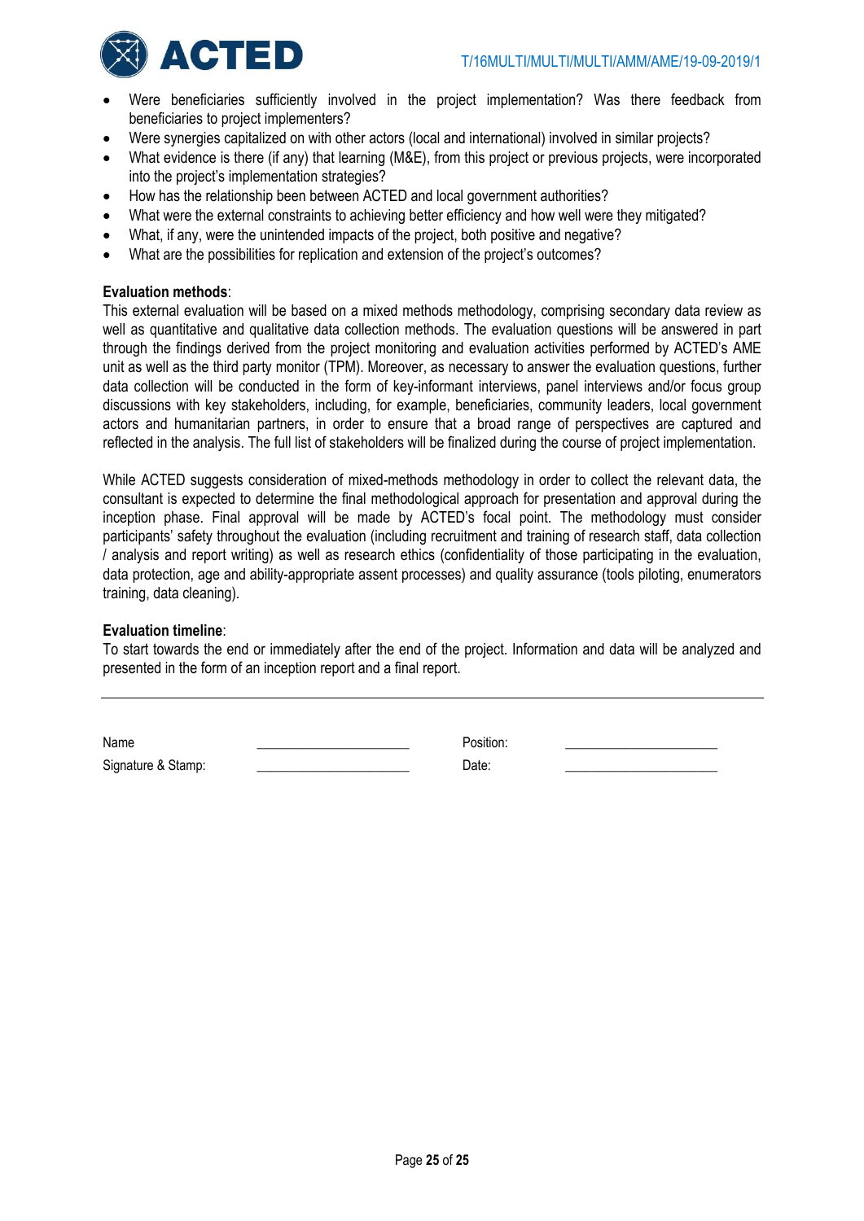- Were beneficiaries sufficiently involved in the project implementation? Was there feedback from beneficiaries to project implementers?
- Were synergies capitalized on with other actors (local and international) involved in similar projects?
- What evidence is there (if any) that learning (M&E), from this project or previous projects, were incorporated into the project's implementation strategies?
- How has the relationship been between ACTED and local government authorities?
- What were the external constraints to achieving better efficiency and how well were they mitigated?
- What, if any, were the unintended impacts of the project, both positive and negative?
- What are the possibilities for replication and extension of the project's outcomes?

**Evaluation methods**:
This external evaluation will be based on a mixed methods methodology, comprising secondary data review as well as quantitative and qualitative data collection methods. The evaluation questions will be answered in part through the findings derived from the project monitoring and evaluation activities performed by ACTED's AME unit as well as the third party monitor (TPM). Moreover, as necessary to answer the evaluation questions, further data collection will be conducted in the form of key-informant interviews, panel interviews and/or focus group discussions with key stakeholders, including, for example, beneficiaries, community leaders, local government actors and humanitarian partners, in order to ensure that a broad range of perspectives are captured and reflected in the analysis. The full list of stakeholders will be finalized during the course of project implementation.

While ACTED suggests consideration of mixed-methods methodology in order to collect the relevant data, the consultant is expected to determine the final methodological approach for presentation and approval during the inception phase. Final approval will be made by ACTED's focal point. The methodology must consider participants' safety throughout the evaluation (including recruitment and training of research staff, data collection / analysis and report writing) as well as research ethics (confidentiality of those participating in the evaluation, data protection, age and ability-appropriate assent processes) and quality assurance (tools piloting, enumerators training, data cleaning).

**Evaluation timeline**:
To start towards the end or immediately after the end of the project. Information and data will be analyzed and presented in the form of an inception report and a final report.

---

| | | | |
|---|---|---|---|
| Name | _______________________ | Position: | _______________________ |
| Signature & Stamp: | _______________________ | Date: | _______________________ |